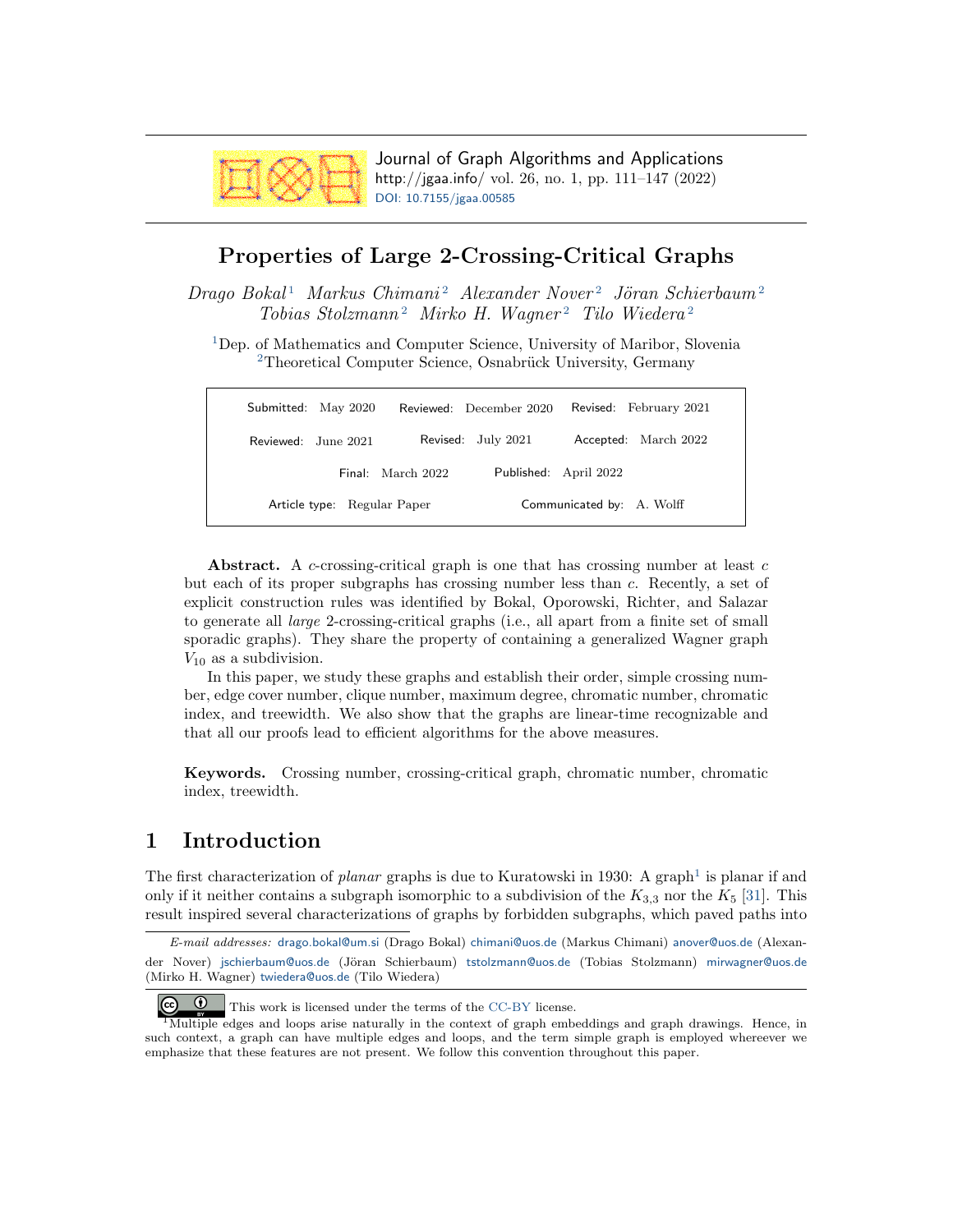Journal of Graph Algorithms and Applications
http://jgaa.info/ vol. 26, no. 1, pp. 111–147 (2022)
DOI: 10.7155/jgaa.00585

# Properties of Large 2-Crossing-Critical Graphs

*Drago Bokal*[1] *Markus Chimani*[2] *Alexander Nover*[2] *Jöran Schierbaum*[2] *Tobias Stolzmann*[2] *Mirko H. Wagner*[2] *Tilo Wiedera*[2]

[1]Dep. of Mathematics and Computer Science, University of Maribor, Slovenia
[2]Theoretical Computer Science, Osnabrück University, Germany

| | | |
|---|---|---|
| Submitted: May 2020 | Reviewed: December 2020 | Revised: February 2021 |
| Reviewed: June 2021 | Revised: July 2021 | Accepted: March 2022 |
| Final: March 2022 | Published: April 2022 | |
| Article type: Regular Paper | Communicated by: A. Wolff | |

**Abstract.** A $c$-crossing-critical graph is one that has crossing number at least $c$ but each of its proper subgraphs has crossing number less than $c$. Recently, a set of explicit construction rules was identified by Bokal, Oporowski, Richter, and Salazar to generate all *large* 2-crossing-critical graphs (i.e., all apart from a finite set of small sporadic graphs). They share the property of containing a generalized Wagner graph $V_{10}$ as a subdivision.

In this paper, we study these graphs and establish their order, simple crossing number, edge cover number, clique number, maximum degree, chromatic number, chromatic index, and treewidth. We also show that the graphs are linear-time recognizable and that all our proofs lead to efficient algorithms for the above measures.

**Keywords.** Crossing number, crossing-critical graph, chromatic number, chromatic index, treewidth.

## 1 Introduction

The first characterization of *planar* graphs is due to Kuratowski in 1930: A graph[1] is planar if and only if it neither contains a subgraph isomorphic to a subdivision of the $K_{3,3}$ nor the $K_5$ [31]. This result inspired several characterizations of graphs by forbidden subgraphs, which paved paths into

*E-mail addresses:* drago.bokal@um.si (Drago Bokal) chimani@uos.de (Markus Chimani) anover@uos.de (Alexander Nover) jschierbaum@uos.de (Jöran Schierbaum) tstolzmann@uos.de (Tobias Stolzmann) mirwagner@uos.de (Mirko H. Wagner) twiedera@uos.de (Tilo Wiedera)

This work is licensed under the terms of the CC-BY license.

[1]Multiple edges and loops arise naturally in the context of graph embeddings and graph drawings. Hence, in such context, a graph can have multiple edges and loops, and the term simple graph is employed whereever we emphasize that these features are not present. We follow this convention throughout this paper.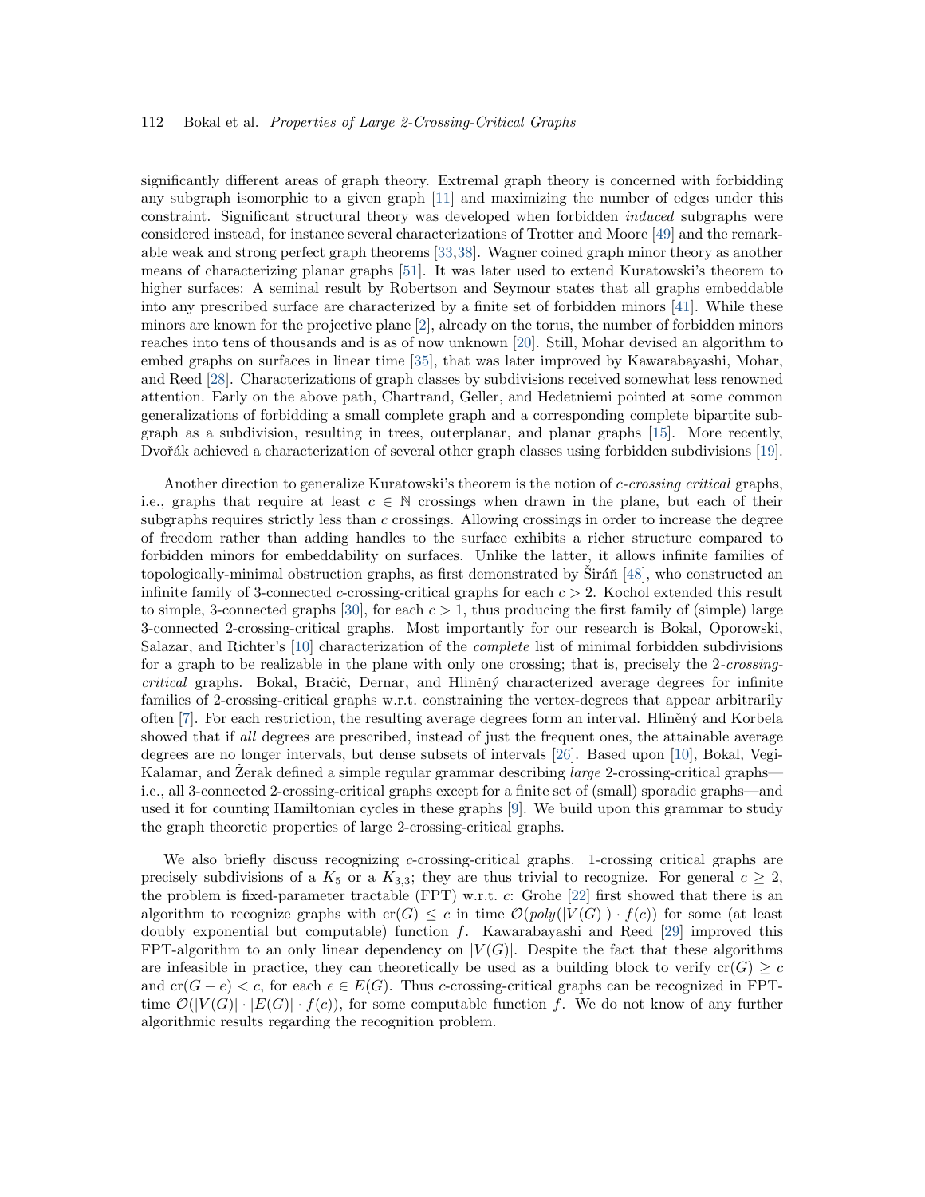significantly different areas of graph theory. Extremal graph theory is concerned with forbidding any subgraph isomorphic to a given graph [11] and maximizing the number of edges under this constraint. Significant structural theory was developed when forbidden *induced* subgraphs were considered instead, for instance several characterizations of Trotter and Moore [49] and the remarkable weak and strong perfect graph theorems [33,38]. Wagner coined graph minor theory as another means of characterizing planar graphs [51]. It was later used to extend Kuratowski's theorem to higher surfaces: A seminal result by Robertson and Seymour states that all graphs embeddable into any prescribed surface are characterized by a finite set of forbidden minors [41]. While these minors are known for the projective plane [2], already on the torus, the number of forbidden minors reaches into tens of thousands and is as of now unknown [20]. Still, Mohar devised an algorithm to embed graphs on surfaces in linear time [35], that was later improved by Kawarabayashi, Mohar, and Reed [28]. Characterizations of graph classes by subdivisions received somewhat less renowned attention. Early on the above path, Chartrand, Geller, and Hedetniemi pointed at some common generalizations of forbidding a small complete graph and a corresponding complete bipartite subgraph as a subdivision, resulting in trees, outerplanar, and planar graphs [15]. More recently, Dvořák achieved a characterization of several other graph classes using forbidden subdivisions [19].

Another direction to generalize Kuratowski's theorem is the notion of *c-crossing critical* graphs, i.e., graphs that require at least $c \in \mathbb{N}$ crossings when drawn in the plane, but each of their subgraphs requires strictly less than $c$ crossings. Allowing crossings in order to increase the degree of freedom rather than adding handles to the surface exhibits a richer structure compared to forbidden minors for embeddability on surfaces. Unlike the latter, it allows infinite families of topologically-minimal obstruction graphs, as first demonstrated by Širáň [48], who constructed an infinite family of 3-connected $c$-crossing-critical graphs for each $c > 2$. Kochol extended this result to simple, 3-connected graphs [30], for each $c > 1$, thus producing the first family of (simple) large 3-connected 2-crossing-critical graphs. Most importantly for our research is Bokal, Oporowski, Salazar, and Richter's [10] characterization of the *complete* list of minimal forbidden subdivisions for a graph to be realizable in the plane with only one crossing; that is, precisely the *2-crossing-critical* graphs. Bokal, Bračič, Dernar, and Hliněný characterized average degrees for infinite families of 2-crossing-critical graphs w.r.t. constraining the vertex-degrees that appear arbitrarily often [7]. For each restriction, the resulting average degrees form an interval. Hliněný and Korbela showed that if *all* degrees are prescribed, instead of just the frequent ones, the attainable average degrees are no longer intervals, but dense subsets of intervals [26]. Based upon [10], Bokal, Vegi-Kalamar, and Žerak defined a simple regular grammar describing *large* 2-crossing-critical graphs—i.e., all 3-connected 2-crossing-critical graphs except for a finite set of (small) sporadic graphs—and used it for counting Hamiltonian cycles in these graphs [9]. We build upon this grammar to study the graph theoretic properties of large 2-crossing-critical graphs.

We also briefly discuss recognizing $c$-crossing-critical graphs. 1-crossing critical graphs are precisely subdivisions of a $K_5$ or a $K_{3,3}$; they are thus trivial to recognize. For general $c \geq 2$, the problem is fixed-parameter tractable (FPT) w.r.t. $c$: Grohe [22] first showed that there is an algorithm to recognize graphs with $\mathrm{cr}(G) \leq c$ in time $\mathcal{O}(poly(|V(G)|) \cdot f(c))$ for some (at least doubly exponential but computable) function $f$. Kawarabayashi and Reed [29] improved this FPT-algorithm to an only linear dependency on $|V(G)|$. Despite the fact that these algorithms are infeasible in practice, they can theoretically be used as a building block to verify $\mathrm{cr}(G) \geq c$ and $\mathrm{cr}(G - e) < c$, for each $e \in E(G)$. Thus $c$-crossing-critical graphs can be recognized in FPT-time $\mathcal{O}(|V(G)| \cdot |E(G)| \cdot f(c))$, for some computable function $f$. We do not know of any further algorithmic results regarding the recognition problem.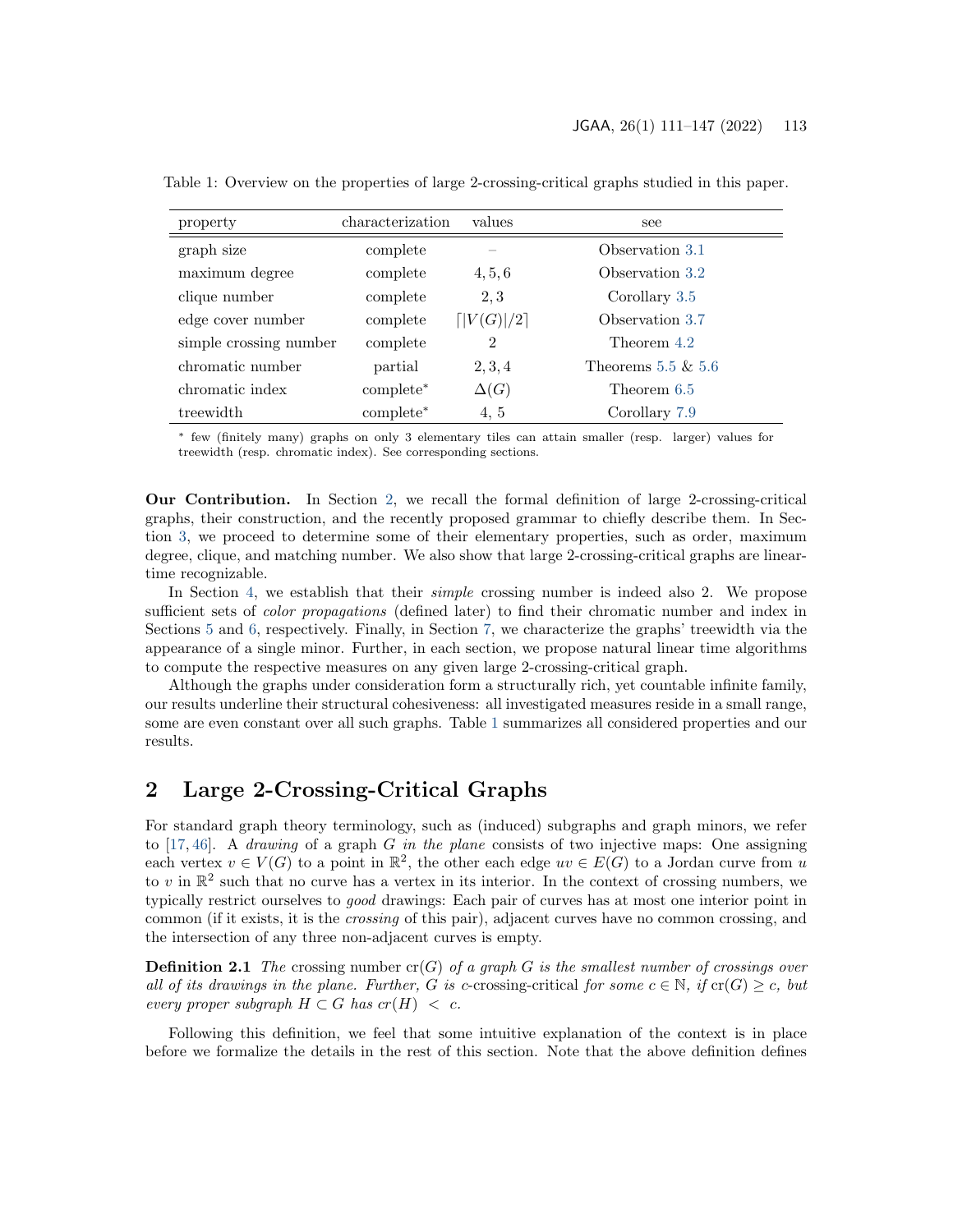Table 1: Overview on the properties of large 2-crossing-critical graphs studied in this paper.

| property | characterization | values | see |
|---|---|---|---|
| graph size | complete | – | Observation 3.1 |
| maximum degree | complete | $4, 5, 6$ | Observation 3.2 |
| clique number | complete | $2, 3$ | Corollary 3.5 |
| edge cover number | complete | $\lceil \lvert V(G) \rvert / 2 \rceil$ | Observation 3.7 |
| simple crossing number | complete | $2$ | Theorem 4.2 |
| chromatic number | partial | $2, 3, 4$ | Theorems 5.5 & 5.6 |
| chromatic index | complete* | $\Delta(G)$ | Theorem 6.5 |
| treewidth | complete* | $4$, $5$ | Corollary 7.9 |

\* few (finitely many) graphs on only 3 elementary tiles can attain smaller (resp. larger) values for treewidth (resp. chromatic index). See corresponding sections.

**Our Contribution.** In Section 2, we recall the formal definition of large 2-crossing-critical graphs, their construction, and the recently proposed grammar to chiefly describe them. In Section 3, we proceed to determine some of their elementary properties, such as order, maximum degree, clique, and matching number. We also show that large 2-crossing-critical graphs are linear-time recognizable.

In Section 4, we establish that their *simple* crossing number is indeed also 2. We propose sufficient sets of *color propagations* (defined later) to find their chromatic number and index in Sections 5 and 6, respectively. Finally, in Section 7, we characterize the graphs' treewidth via the appearance of a single minor. Further, in each section, we propose natural linear time algorithms to compute the respective measures on any given large 2-crossing-critical graph.

Although the graphs under consideration form a structurally rich, yet countable infinite family, our results underline their structural cohesiveness: all investigated measures reside in a small range, some are even constant over all such graphs. Table 1 summarizes all considered properties and our results.

## 2 Large 2-Crossing-Critical Graphs

For standard graph theory terminology, such as (induced) subgraphs and graph minors, we refer to [17, 46]. A *drawing* of a graph $G$ *in the plane* consists of two injective maps: One assigning each vertex $v \in V(G)$ to a point in $\mathbb{R}^2$, the other each edge $uv \in E(G)$ to a Jordan curve from $u$ to $v$ in $\mathbb{R}^2$ such that no curve has a vertex in its interior. In the context of crossing numbers, we typically restrict ourselves to *good* drawings: Each pair of curves has at most one interior point in common (if it exists, it is the *crossing* of this pair), adjacent curves have no common crossing, and the intersection of any three non-adjacent curves is empty.

**Definition 2.1** *The* crossing number $\mathrm{cr}(G)$ *of a graph $G$ is the smallest number of crossings over all of its drawings in the plane. Further, $G$ is $c$-*crossing-critical *for some $c \in \mathbb{N}$, if $\mathrm{cr}(G) \geq c$, but every proper subgraph $H \subset G$ has $cr(H) < c$.*

Following this definition, we feel that some intuitive explanation of the context is in place before we formalize the details in the rest of this section. Note that the above definition defines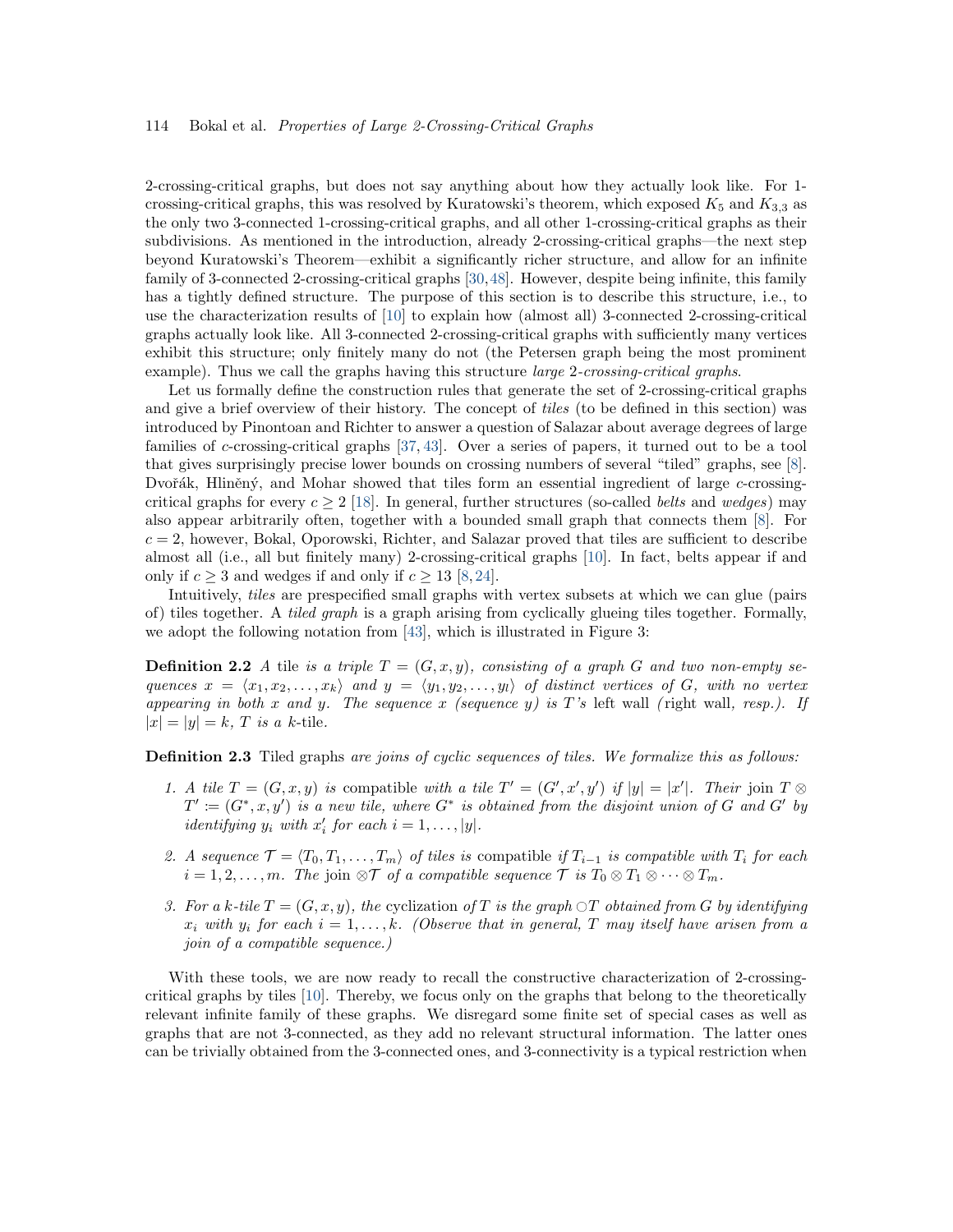2-crossing-critical graphs, but does not say anything about how they actually look like. For 1-crossing-critical graphs, this was resolved by Kuratowski's theorem, which exposed $K_5$ and $K_{3,3}$ as the only two 3-connected 1-crossing-critical graphs, and all other 1-crossing-critical graphs as their subdivisions. As mentioned in the introduction, already 2-crossing-critical graphs—the next step beyond Kuratowski's Theorem—exhibit a significantly richer structure, and allow for an infinite family of 3-connected 2-crossing-critical graphs [30,48]. However, despite being infinite, this family has a tightly defined structure. The purpose of this section is to describe this structure, i.e., to use the characterization results of [10] to explain how (almost all) 3-connected 2-crossing-critical graphs actually look like. All 3-connected 2-crossing-critical graphs with sufficiently many vertices exhibit this structure; only finitely many do not (the Petersen graph being the most prominent example). Thus we call the graphs having this structure *large* 2*-crossing-critical graphs*.

Let us formally define the construction rules that generate the set of 2-crossing-critical graphs and give a brief overview of their history. The concept of *tiles* (to be defined in this section) was introduced by Pinontoan and Richter to answer a question of Salazar about average degrees of large families of $c$-crossing-critical graphs [37,43]. Over a series of papers, it turned out to be a tool that gives surprisingly precise lower bounds on crossing numbers of several "tiled" graphs, see [8]. Dvořák, Hliněný, and Mohar showed that tiles form an essential ingredient of large $c$-crossing-critical graphs for every $c \geq 2$ [18]. In general, further structures (so-called *belts* and *wedges*) may also appear arbitrarily often, together with a bounded small graph that connects them [8]. For $c = 2$, however, Bokal, Oporowski, Richter, and Salazar proved that tiles are sufficient to describe almost all (i.e., all but finitely many) 2-crossing-critical graphs [10]. In fact, belts appear if and only if $c \geq 3$ and wedges if and only if $c \geq 13$ [8,24].

Intuitively, *tiles* are prespecified small graphs with vertex subsets at which we can glue (pairs of) tiles together. A *tiled graph* is a graph arising from cyclically glueing tiles together. Formally, we adopt the following notation from [43], which is illustrated in Figure 3:

**Definition 2.2** *A* tile *is a triple $T = (G, x, y)$, consisting of a graph $G$ and two non-empty sequences $x = \langle x_1, x_2, \dots, x_k \rangle$ and $y = \langle y_1, y_2, \dots, y_l \rangle$ of distinct vertices of $G$, with no vertex appearing in both $x$ and $y$. The sequence $x$ (sequence $y$) is $T$'s* left wall *(*right wall*, resp.). If $|x| = |y| = k$, $T$ is a $k$-*tile.

**Definition 2.3** Tiled graphs *are joins of cyclic sequences of tiles. We formalize this as follows:*

1. *A tile $T = (G, x, y)$ is* compatible *with a tile $T' = (G', x', y')$ if $|y| = |x'|$. Their* join *$T \otimes T' := (G^*, x, y')$ is a new tile, where $G^*$ is obtained from the disjoint union of $G$ and $G'$ by identifying $y_i$ with $x'_i$ for each $i = 1, \dots, |y|$.*
2. *A sequence $\mathcal{T} = \langle T_0, T_1, \dots, T_m \rangle$ of tiles is* compatible *if $T_{i-1}$ is compatible with $T_i$ for each $i = 1, 2, \dots, m$. The* join *$\otimes\mathcal{T}$ of a compatible sequence $\mathcal{T}$ is $T_0 \otimes T_1 \otimes \cdots \otimes T_m$.*
3. *For a $k$-tile $T = (G, x, y)$, the* cyclization *of $T$ is the graph $\circ T$ obtained from $G$ by identifying $x_i$ with $y_i$ for each $i = 1, \dots, k$. (Observe that in general, $T$ may itself have arisen from a join of a compatible sequence.)*

With these tools, we are now ready to recall the constructive characterization of 2-crossing-critical graphs by tiles [10]. Thereby, we focus only on the graphs that belong to the theoretically relevant infinite family of these graphs. We disregard some finite set of special cases as well as graphs that are not 3-connected, as they add no relevant structural information. The latter ones can be trivially obtained from the 3-connected ones, and 3-connectivity is a typical restriction when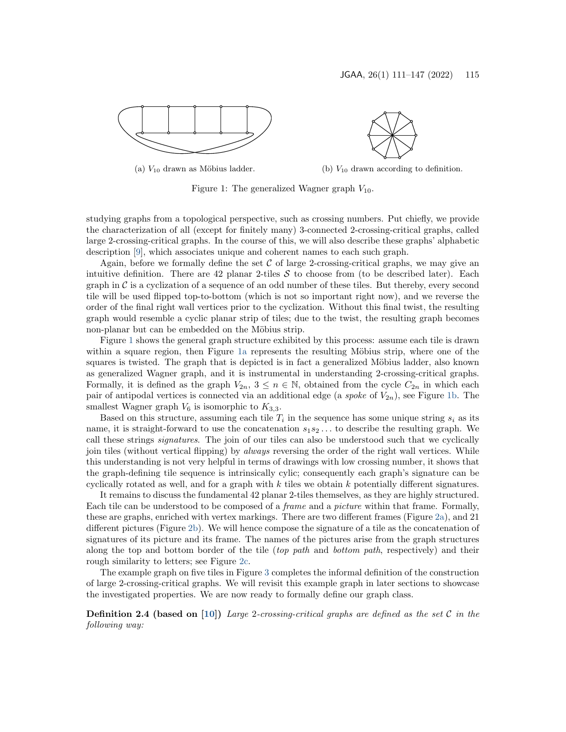(a) $V_{10}$ drawn as Möbius ladder.

(b) $V_{10}$ drawn according to definition.

Figure 1: The generalized Wagner graph $V_{10}$.

studying graphs from a topological perspective, such as crossing numbers. Put chiefly, we provide the characterization of all (except for finitely many) 3-connected 2-crossing-critical graphs, called large 2-crossing-critical graphs. In the course of this, we will also describe these graphs' alphabetic description [9], which associates unique and coherent names to each such graph.

Again, before we formally define the set $\mathcal{C}$ of large 2-crossing-critical graphs, we may give an intuitive definition. There are 42 planar 2-tiles $\mathcal{S}$ to choose from (to be described later). Each graph in $\mathcal{C}$ is a cyclization of a sequence of an odd number of these tiles. But thereby, every second tile will be used flipped top-to-bottom (which is not so important right now), and we reverse the order of the final right wall vertices prior to the cyclization. Without this final twist, the resulting graph would resemble a cyclic planar strip of tiles; due to the twist, the resulting graph becomes non-planar but can be embedded on the Möbius strip.

Figure 1 shows the general graph structure exhibited by this process: assume each tile is drawn within a square region, then Figure 1a represents the resulting Möbius strip, where one of the squares is twisted. The graph that is depicted is in fact a generalized Möbius ladder, also known as generalized Wagner graph, and it is instrumental in understanding 2-crossing-critical graphs. Formally, it is defined as the graph $V_{2n}$, $3 \leq n \in \mathbb{N}$, obtained from the cycle $C_{2n}$ in which each pair of antipodal vertices is connected via an additional edge (a *spoke* of $V_{2n}$), see Figure 1b. The smallest Wagner graph $V_6$ is isomorphic to $K_{3,3}$.

Based on this structure, assuming each tile $T_i$ in the sequence has some unique string $s_i$ as its name, it is straight-forward to use the concatenation $s_1 s_2 \ldots$ to describe the resulting graph. We call these strings *signatures*. The join of our tiles can also be understood such that we cyclically join tiles (without vertical flipping) by *always* reversing the order of the right wall vertices. While this understanding is not very helpful in terms of drawings with low crossing number, it shows that the graph-defining tile sequence is intrinsically cylic; consequently each graph's signature can be cyclically rotated as well, and for a graph with $k$ tiles we obtain $k$ potentially different signatures.

It remains to discuss the fundamental 42 planar 2-tiles themselves, as they are highly structured. Each tile can be understood to be composed of a *frame* and a *picture* within that frame. Formally, these are graphs, enriched with vertex markings. There are two different frames (Figure 2a), and 21 different pictures (Figure 2b). We will hence compose the signature of a tile as the concatenation of signatures of its picture and its frame. The names of the pictures arise from the graph structures along the top and bottom border of the tile (*top path* and *bottom path*, respectively) and their rough similarity to letters; see Figure 2c.

The example graph on five tiles in Figure 3 completes the informal definition of the construction of large 2-crossing-critical graphs. We will revisit this example graph in later sections to showcase the investigated properties. We are now ready to formally define our graph class.

**Definition 2.4 (based on [10])** *Large 2-crossing-critical graphs are defined as the set $\mathcal{C}$ in the following way:*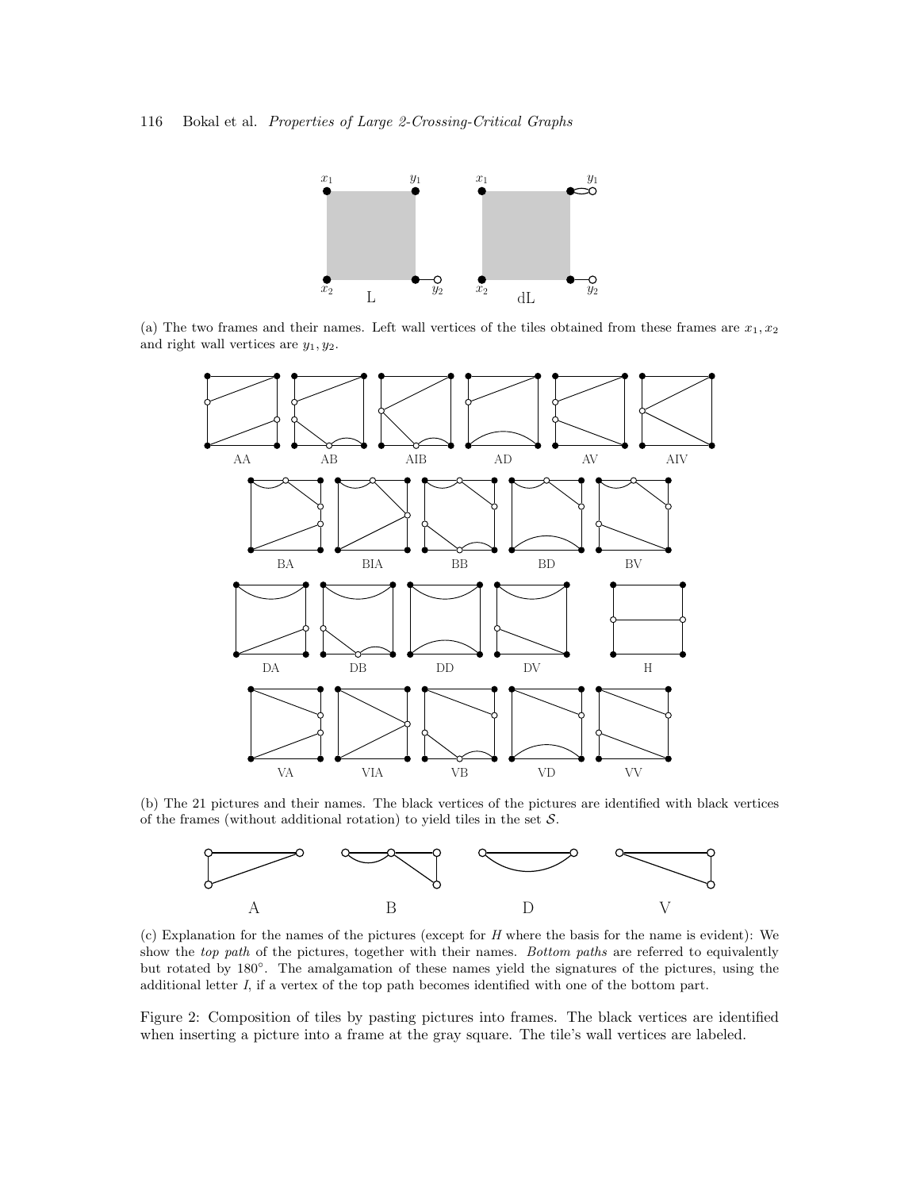(a) The two frames and their names. Left wall vertices of the tiles obtained from these frames are $x_1, x_2$ and right wall vertices are $y_1, y_2$.

(b) The 21 pictures and their names. The black vertices of the pictures are identified with black vertices of the frames (without additional rotation) to yield tiles in the set $\mathcal{S}$.

(c) Explanation for the names of the pictures (except for $H$ where the basis for the name is evident): We show the *top path* of the pictures, together with their names. *Bottom paths* are referred to equivalently but rotated by 180°. The amalgamation of these names yield the signatures of the pictures, using the additional letter $I$, if a vertex of the top path becomes identified with one of the bottom part.

Figure 2: Composition of tiles by pasting pictures into frames. The black vertices are identified when inserting a picture into a frame at the gray square. The tile's wall vertices are labeled.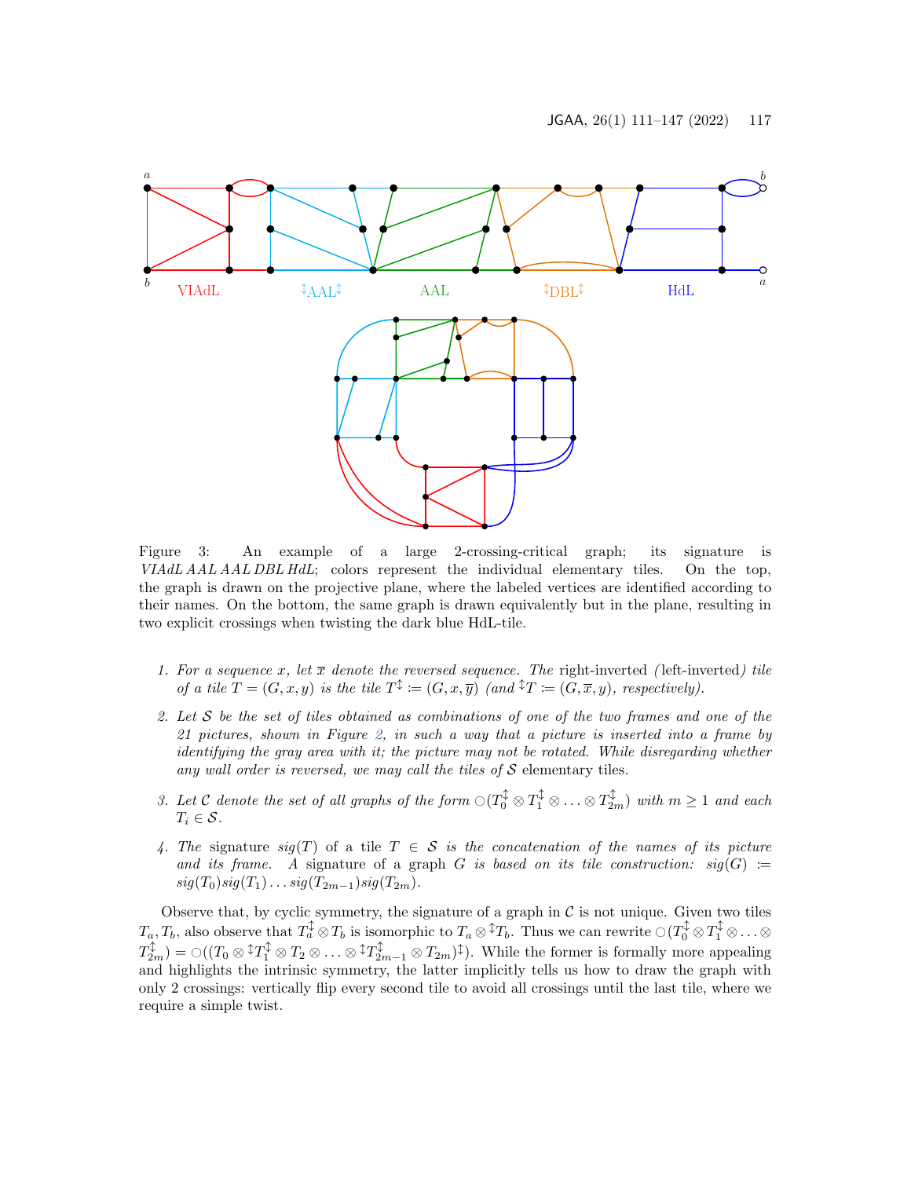Figure 3: An example of a large 2-crossing-critical graph; its signature is *VIAdL AAL AAL DBL HdL*; colors represent the individual elementary tiles. On the top, the graph is drawn on the projective plane, where the labeled vertices are identified according to their names. On the bottom, the same graph is drawn equivalently but in the plane, resulting in two explicit crossings when twisting the dark blue HdL-tile.

1. *For a sequence $x$, let $\overline{x}$ denote the reversed sequence. The* right-inverted *(*left-inverted*) tile of a tile $T = (G, x, y)$ is the tile $T^{\updownarrow} := (G, x, \overline{y})$ (and ${}^{\updownarrow}T := (G, \overline{x}, y)$, respectively).*

2. *Let $\mathcal{S}$ be the set of tiles obtained as combinations of one of the two frames and one of the 21 pictures, shown in Figure 2, in such a way that a picture is inserted into a frame by identifying the gray area with it; the picture may not be rotated. While disregarding whether any wall order is reversed, we may call the tiles of $\mathcal{S}$* elementary tiles.

3. *Let $\mathcal{C}$ denote the set of all graphs of the form $\bigcirc(T_0^{\updownarrow} \otimes T_1^{\updownarrow} \otimes \ldots \otimes T_{2m}^{\updownarrow})$ with $m \geq 1$ and each $T_i \in \mathcal{S}$.*

4. *The* signature *$sig(T)$ of a tile $T \in \mathcal{S}$ is the concatenation of the names of its picture and its frame. A signature of a graph $G$ is based on its tile construction: $sig(G) := sig(T_0)sig(T_1)\ldots sig(T_{2m-1})sig(T_{2m})$.*

Observe that, by cyclic symmetry, the signature of a graph in $\mathcal{C}$ is not unique. Given two tiles $T_a, T_b$, also observe that $T_a^{\updownarrow} \otimes T_b$ is isomorphic to $T_a \otimes {}^{\updownarrow}T_b$. Thus we can rewrite $\bigcirc(T_0^{\updownarrow} \otimes T_1^{\updownarrow} \otimes \ldots \otimes T_{2m}^{\updownarrow}) = \bigcirc((T_0 \otimes {}^{\updownarrow}T_1^{\updownarrow} \otimes T_2 \otimes \ldots \otimes {}^{\updownarrow}T_{2m-1}^{\updownarrow} \otimes T_{2m})^{\updownarrow})$. While the former is formally more appealing and highlights the intrinsic symmetry, the latter implicitly tells us how to draw the graph with only 2 crossings: vertically flip every second tile to avoid all crossings until the last tile, where we require a simple twist.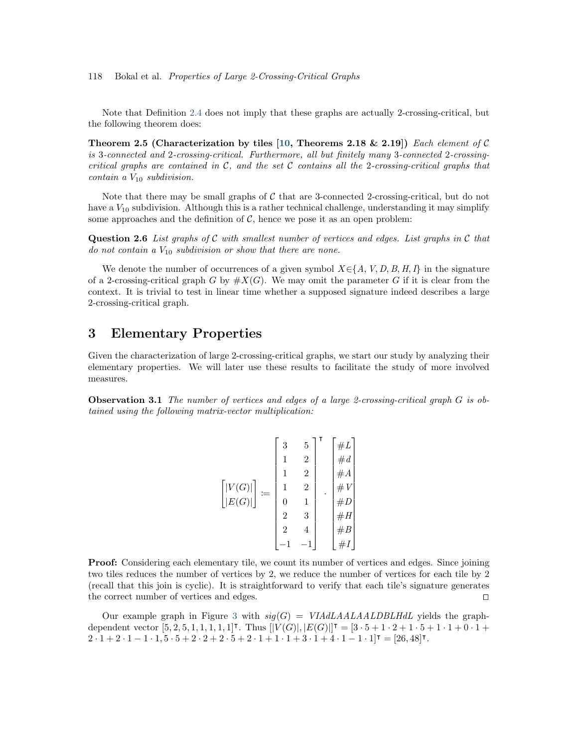Note that Definition 2.4 does not imply that these graphs are actually 2-crossing-critical, but the following theorem does:

**Theorem 2.5 (Characterization by tiles [10, Theorems 2.18 & 2.19])** *Each element of $\mathcal{C}$ is 3-connected and 2-crossing-critical. Furthermore, all but finitely many 3-connected 2-crossing-critical graphs are contained in $\mathcal{C}$, and the set $\mathcal{C}$ contains all the 2-crossing-critical graphs that contain a $V_{10}$ subdivision.*

Note that there may be small graphs of $\mathcal{C}$ that are 3-connected 2-crossing-critical, but do not have a $V_{10}$ subdivision. Although this is a rather technical challenge, understanding it may simplify some approaches and the definition of $\mathcal{C}$, hence we pose it as an open problem:

**Question 2.6** *List graphs of $\mathcal{C}$ with smallest number of vertices and edges. List graphs in $\mathcal{C}$ that do not contain a $V_{10}$ subdivision or show that there are none.*

We denote the number of occurrences of a given symbol $X \in \{A, V, D, B, H, I\}$ in the signature of a 2-crossing-critical graph $G$ by $\#X(G)$. We may omit the parameter $G$ if it is clear from the context. It is trivial to test in linear time whether a supposed signature indeed describes a large 2-crossing-critical graph.

# 3 Elementary Properties

Given the characterization of large 2-crossing-critical graphs, we start our study by analyzing their elementary properties. We will later use these results to facilitate the study of more involved measures.

**Observation 3.1** *The number of vertices and edges of a large 2-crossing-critical graph $G$ is obtained using the following matrix-vector multiplication:*

$$\begin{bmatrix} |V(G)| \\ |E(G)| \end{bmatrix} := \begin{bmatrix} 3 & 5 \\ 1 & 2 \\ 1 & 2 \\ 1 & 2 \\ 0 & 1 \\ 2 & 3 \\ 2 & 4 \\ -1 & -1 \end{bmatrix}^{\intercal} \cdot \begin{bmatrix} \#L \\ \#d \\ \#A \\ \#V \\ \#D \\ \#H \\ \#B \\ \#I \end{bmatrix}$$

**Proof:** Considering each elementary tile, we count its number of vertices and edges. Since joining two tiles reduces the number of vertices by 2, we reduce the number of vertices for each tile by 2 (recall that this join is cyclic). It is straightforward to verify that each tile's signature generates the correct number of vertices and edges. □

Our example graph in Figure 3 with $sig(G) = VIAdLAALAALDBLHdL$ yields the graph-dependent vector $[5, 2, 5, 1, 1, 1, 1, 1]^{\intercal}$. Thus $[|V(G)|, |E(G)|]^{\intercal} = [3 \cdot 5 + 1 \cdot 2 + 1 \cdot 5 + 1 \cdot 1 + 0 \cdot 1 + 2 \cdot 1 + 2 \cdot 1 - 1 \cdot 1, 5 \cdot 5 + 2 \cdot 2 + 2 \cdot 5 + 2 \cdot 1 + 1 \cdot 1 + 3 \cdot 1 + 4 \cdot 1 - 1 \cdot 1]^{\intercal} = [26, 48]^{\intercal}$.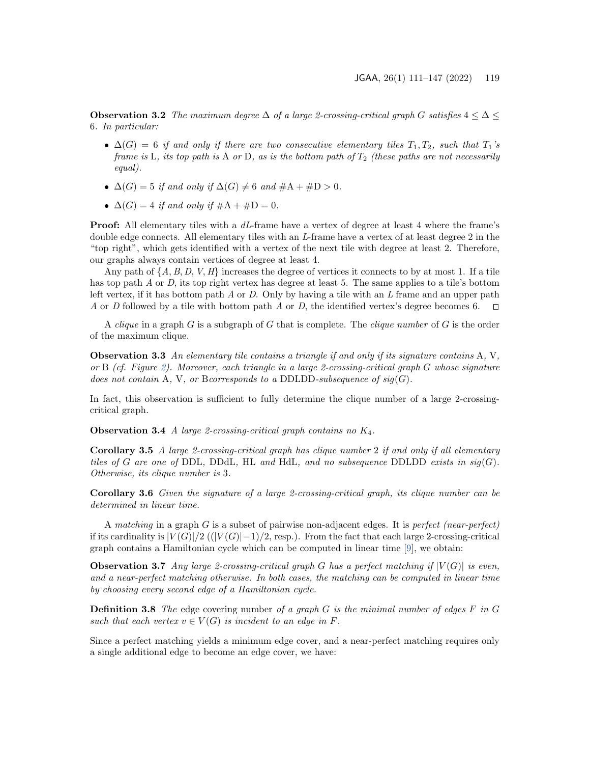**Observation 3.2** *The maximum degree $\Delta$ of a large 2-crossing-critical graph $G$ satisfies $4 \leq \Delta \leq 6$. In particular:*

- *$\Delta(G) = 6$ if and only if there are two consecutive elementary tiles $T_1, T_2$, such that $T_1$'s frame is* L*, its top path is* A *or* D*, as is the bottom path of $T_2$ (these paths are not necessarily equal).*
- *$\Delta(G) = 5$ if and only if $\Delta(G) \neq 6$ and $\#\mathrm{A} + \#\mathrm{D} > 0$.*
- *$\Delta(G) = 4$ if and only if $\#\mathrm{A} + \#\mathrm{D} = 0$.*

**Proof:** All elementary tiles with a *dL*-frame have a vertex of degree at least 4 where the frame's double edge connects. All elementary tiles with an *L*-frame have a vertex of at least degree 2 in the "top right", which gets identified with a vertex of the next tile with degree at least 2. Therefore, our graphs always contain vertices of degree at least 4.

Any path of $\{A, B, D, V, H\}$ increases the degree of vertices it connects to by at most 1. If a tile has top path $A$ or $D$, its top right vertex has degree at least 5. The same applies to a tile's bottom left vertex, if it has bottom path $A$ or $D$. Only by having a tile with an $L$ frame and an upper path $A$ or $D$ followed by a tile with bottom path $A$ or $D$, the identified vertex's degree becomes 6. □

A *clique* in a graph $G$ is a subgraph of $G$ that is complete. The *clique number* of $G$ is the order of the maximum clique.

**Observation 3.3** *An elementary tile contains a triangle if and only if its signature contains* A, V, *or* B *(cf. Figure 2). Moreover, each triangle in a large 2-crossing-critical graph $G$ whose signature does not contain* A, V, *or* B*corresponds to a* DDLDD*-subsequence of $sig(G)$.*

In fact, this observation is sufficient to fully determine the clique number of a large 2-crossing-critical graph.

**Observation 3.4** *A large 2-crossing-critical graph contains no $K_4$.*

**Corollary 3.5** *A large 2-crossing-critical graph has clique number* 2 *if and only if all elementary tiles of $G$ are one of* DDL, DDdL, HL *and* HdL*, and no subsequence* DDLDD *exists in $sig(G)$. Otherwise, its clique number is* 3*.*

**Corollary 3.6** *Given the signature of a large 2-crossing-critical graph, its clique number can be determined in linear time.*

A *matching* in a graph $G$ is a subset of pairwise non-adjacent edges. It is *perfect (near-perfect)* if its cardinality is $|V(G)|/2$ ($(|V(G)|-1)/2$, resp.). From the fact that each large 2-crossing-critical graph contains a Hamiltonian cycle which can be computed in linear time [9], we obtain:

**Observation 3.7** *Any large 2-crossing-critical graph $G$ has a perfect matching if $|V(G)|$ is even, and a near-perfect matching otherwise. In both cases, the matching can be computed in linear time by choosing every second edge of a Hamiltonian cycle.*

**Definition 3.8** *The* edge covering number *of a graph $G$ is the minimal number of edges $F$ in $G$ such that each vertex $v \in V(G)$ is incident to an edge in $F$.*

Since a perfect matching yields a minimum edge cover, and a near-perfect matching requires only a single additional edge to become an edge cover, we have: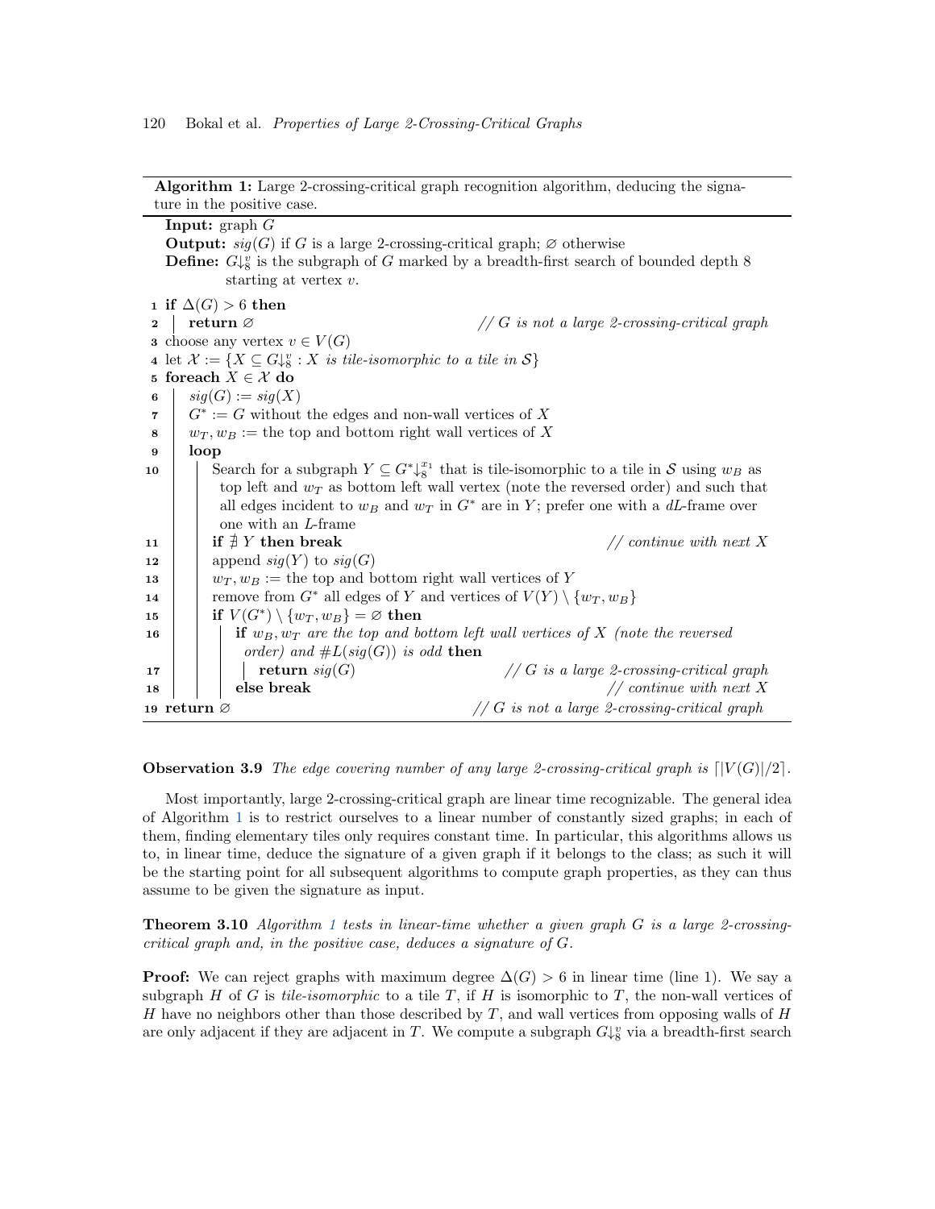**Algorithm 1:** Large 2-crossing-critical graph recognition algorithm, deducing the signature in the positive case.

```
   Input: graph G
   Output: sig(G) if G is a large 2-crossing-critical graph; ∅ otherwise
   Define: G↓_8^v is the subgraph of G marked by a breadth-first search of bounded depth 8
           starting at vertex v.
 1 if Δ(G) > 6 then
 2 |   return ∅                                   // G is not a large 2-crossing-critical graph
 3 choose any vertex v ∈ V(G)
 4 let 𝒳 := {X ⊆ G↓_8^v : X is tile-isomorphic to a tile in 𝒮}
 5 foreach X ∈ 𝒳 do
 6 |   sig(G) := sig(X)
 7 |   G* := G without the edges and non-wall vertices of X
 8 |   w_T, w_B := the top and bottom right wall vertices of X
 9 |   loop
10 |   |   Search for a subgraph Y ⊆ G*↓_8^{x_1} that is tile-isomorphic to a tile in 𝒮 using w_B as
   |   |    top left and w_T as bottom left wall vertex (note the reversed order) and such that
   |   |    all edges incident to w_B and w_T in G* are in Y; prefer one with a dL-frame over
   |   |    one with an L-frame
11 |   |   if ∄ Y then break                                            // continue with next X
12 |   |   append sig(Y) to sig(G)
13 |   |   w_T, w_B := the top and bottom right wall vertices of Y
14 |   |   remove from G* all edges of Y and vertices of V(Y) \ {w_T, w_B}
15 |   |   if V(G*) \ {w_T, w_B} = ∅ then
16 |   |   |   if w_B, w_T are the top and bottom left wall vertices of X (note the reversed
   |   |   |    order) and #L(sig(G)) is odd then
17 |   |   |   |   return sig(G)                    // G is a large 2-crossing-critical graph
18 |   |   |   else break                                               // continue with next X
19 return ∅                                        // G is not a large 2-crossing-critical graph
```

**Observation 3.9** *The edge covering number of any large 2-crossing-critical graph is* $\lceil |V(G)|/2 \rceil$.

Most importantly, large 2-crossing-critical graph are linear time recognizable. The general idea of Algorithm 1 is to restrict ourselves to a linear number of constantly sized graphs; in each of them, finding elementary tiles only requires constant time. In particular, this algorithms allows us to, in linear time, deduce the signature of a given graph if it belongs to the class; as such it will be the starting point for all subsequent algorithms to compute graph properties, as they can thus assume to be given the signature as input.

**Theorem 3.10** *Algorithm 1 tests in linear-time whether a given graph* $G$ *is a large 2-crossing-critical graph and, in the positive case, deduces a signature of* $G$.

**Proof:** We can reject graphs with maximum degree $\Delta(G) > 6$ in linear time (line 1). We say a subgraph $H$ of $G$ is *tile-isomorphic* to a tile $T$, if $H$ is isomorphic to $T$, the non-wall vertices of $H$ have no neighbors other than those described by $T$, and wall vertices from opposing walls of $H$ are only adjacent if they are adjacent in $T$. We compute a subgraph $G{\downarrow}_8^v$ via a breadth-first search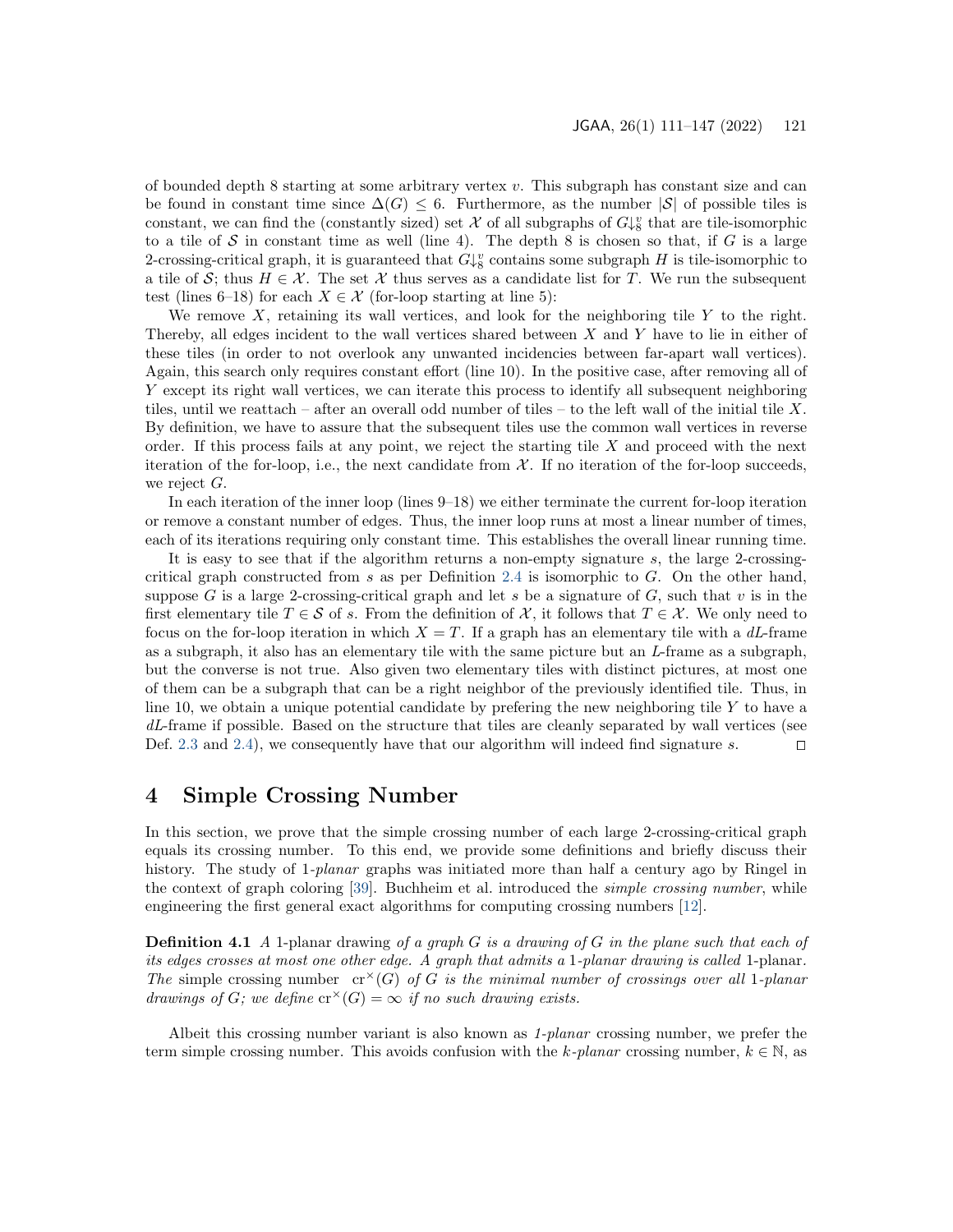of bounded depth 8 starting at some arbitrary vertex $v$. This subgraph has constant size and can be found in constant time since $\Delta(G) \leq 6$. Furthermore, as the number $|\mathcal{S}|$ of possible tiles is constant, we can find the (constantly sized) set $\mathcal{X}$ of all subgraphs of $G{\downarrow}_8^v$ that are tile-isomorphic to a tile of $\mathcal{S}$ in constant time as well (line 4). The depth 8 is chosen so that, if $G$ is a large 2-crossing-critical graph, it is guaranteed that $G{\downarrow}_8^v$ contains some subgraph $H$ is tile-isomorphic to a tile of $\mathcal{S}$; thus $H \in \mathcal{X}$. The set $\mathcal{X}$ thus serves as a candidate list for $T$. We run the subsequent test (lines 6–18) for each $X \in \mathcal{X}$ (for-loop starting at line 5):

We remove $X$, retaining its wall vertices, and look for the neighboring tile $Y$ to the right. Thereby, all edges incident to the wall vertices shared between $X$ and $Y$ have to lie in either of these tiles (in order to not overlook any unwanted incidencies between far-apart wall vertices). Again, this search only requires constant effort (line 10). In the positive case, after removing all of $Y$ except its right wall vertices, we can iterate this process to identify all subsequent neighboring tiles, until we reattach – after an overall odd number of tiles – to the left wall of the initial tile $X$. By definition, we have to assure that the subsequent tiles use the common wall vertices in reverse order. If this process fails at any point, we reject the starting tile $X$ and proceed with the next iteration of the for-loop, i.e., the next candidate from $\mathcal{X}$. If no iteration of the for-loop succeeds, we reject $G$.

In each iteration of the inner loop (lines 9–18) we either terminate the current for-loop iteration or remove a constant number of edges. Thus, the inner loop runs at most a linear number of times, each of its iterations requiring only constant time. This establishes the overall linear running time.

It is easy to see that if the algorithm returns a non-empty signature $s$, the large 2-crossing-critical graph constructed from $s$ as per Definition 2.4 is isomorphic to $G$. On the other hand, suppose $G$ is a large 2-crossing-critical graph and let $s$ be a signature of $G$, such that $v$ is in the first elementary tile $T \in \mathcal{S}$ of $s$. From the definition of $\mathcal{X}$, it follows that $T \in \mathcal{X}$. We only need to focus on the for-loop iteration in which $X = T$. If a graph has an elementary tile with a *dL*-frame as a subgraph, it also has an elementary tile with the same picture but an *L*-frame as a subgraph, but the converse is not true. Also given two elementary tiles with distinct pictures, at most one of them can be a subgraph that can be a right neighbor of the previously identified tile. Thus, in line 10, we obtain a unique potential candidate by prefering the new neighboring tile $Y$ to have a *dL*-frame if possible. Based on the structure that tiles are cleanly separated by wall vertices (see Def. 2.3 and 2.4), we consequently have that our algorithm will indeed find signature $s$. □

# 4 Simple Crossing Number

In this section, we prove that the simple crossing number of each large 2-crossing-critical graph equals its crossing number. To this end, we provide some definitions and briefly discuss their history. The study of 1-*planar* graphs was initiated more than half a century ago by Ringel in the context of graph coloring [39]. Buchheim et al. introduced the *simple crossing number*, while engineering the first general exact algorithms for computing crossing numbers [12].

**Definition 4.1** *A* 1-planar drawing *of a graph $G$ is a drawing of $G$ in the plane such that each of its edges crosses at most one other edge. A graph that admits a* 1*-planar drawing is called* 1-planar*. The* simple crossing number $\mathrm{cr}^{\times}(G)$ *of $G$ is the minimal number of crossings over all* 1*-planar drawings of $G$; we define $\mathrm{cr}^{\times}(G) = \infty$ if no such drawing exists.*

Albeit this crossing number variant is also known as *1-planar* crossing number, we prefer the term simple crossing number. This avoids confusion with the *k-planar* crossing number, $k \in \mathbb{N}$, as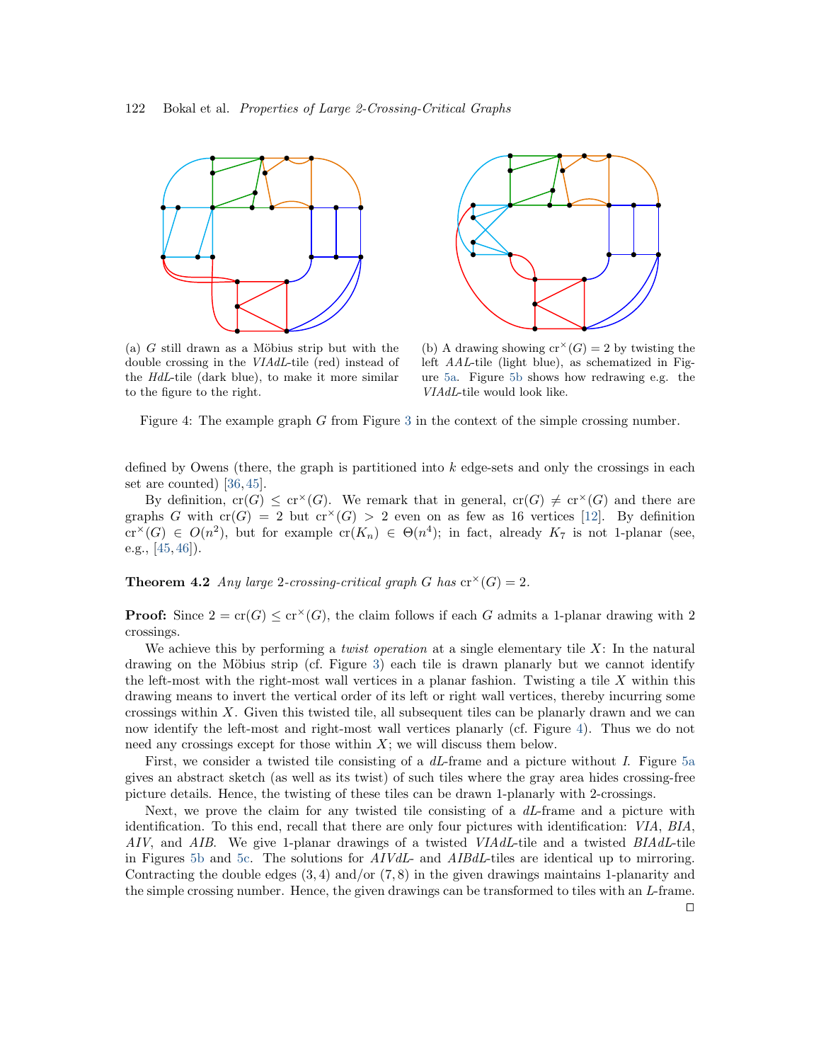(a) $G$ still drawn as a Möbius strip but with the double crossing in the *VIAdL*-tile (red) instead of the *HdL*-tile (dark blue), to make it more similar to the figure to the right.

(b) A drawing showing $\mathrm{cr}^\times(G) = 2$ by twisting the left *AAL*-tile (light blue), as schematized in Figure 5a. Figure 5b shows how redrawing e.g. the *VIAdL*-tile would look like.

Figure 4: The example graph $G$ from Figure 3 in the context of the simple crossing number.

defined by Owens (there, the graph is partitioned into $k$ edge-sets and only the crossings in each set are counted) [36,45].

By definition, $\mathrm{cr}(G) \leq \mathrm{cr}^\times(G)$. We remark that in general, $\mathrm{cr}(G) \neq \mathrm{cr}^\times(G)$ and there are graphs $G$ with $\mathrm{cr}(G) = 2$ but $\mathrm{cr}^\times(G) > 2$ even on as few as 16 vertices [12]. By definition $\mathrm{cr}^\times(G) \in O(n^2)$, but for example $\mathrm{cr}(K_n) \in \Theta(n^4)$; in fact, already $K_7$ is not 1-planar (see, e.g., [45,46]).

**Theorem 4.2** *Any large 2-crossing-critical graph $G$ has $\mathrm{cr}^\times(G) = 2$.*

**Proof:** Since $2 = \mathrm{cr}(G) \leq \mathrm{cr}^\times(G)$, the claim follows if each $G$ admits a 1-planar drawing with 2 crossings.

We achieve this by performing a *twist operation* at a single elementary tile $X$: In the natural drawing on the Möbius strip (cf. Figure 3) each tile is drawn planarly but we cannot identify the left-most with the right-most wall vertices in a planar fashion. Twisting a tile $X$ within this drawing means to invert the vertical order of its left or right wall vertices, thereby incurring some crossings within $X$. Given this twisted tile, all subsequent tiles can be planarly drawn and we can now identify the left-most and right-most wall vertices planarly (cf. Figure 4). Thus we do not need any crossings except for those within $X$; we will discuss them below.

First, we consider a twisted tile consisting of a *dL*-frame and a picture without *I*. Figure 5a gives an abstract sketch (as well as its twist) of such tiles where the gray area hides crossing-free picture details. Hence, the twisting of these tiles can be drawn 1-planarly with 2-crossings.

Next, we prove the claim for any twisted tile consisting of a *dL*-frame and a picture with identification. To this end, recall that there are only four pictures with identification: *VIA*, *BIA*, *AIV*, and *AIB*. We give 1-planar drawings of a twisted *VIAdL*-tile and a twisted *BIAdL*-tile in Figures 5b and 5c. The solutions for *AIVdL*- and *AIBdL*-tiles are identical up to mirroring. Contracting the double edges $(3,4)$ and/or $(7,8)$ in the given drawings maintains 1-planarity and the simple crossing number. Hence, the given drawings can be transformed to tiles with an *L*-frame. □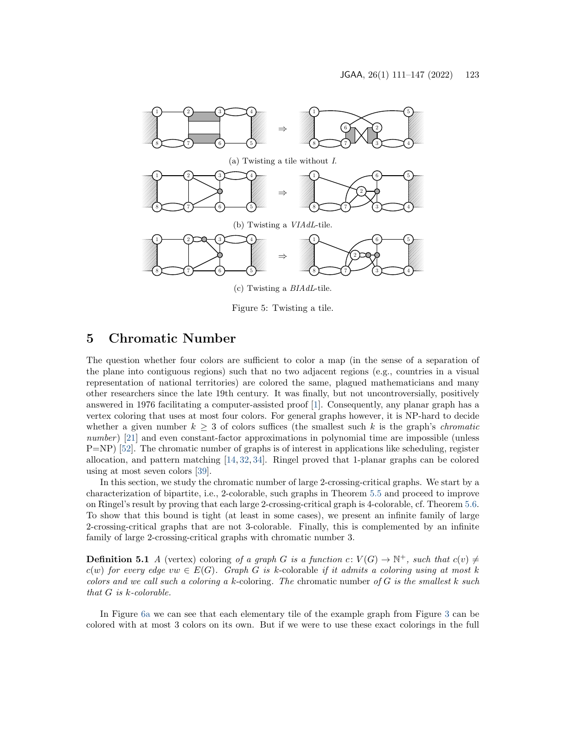(a) Twisting a tile without $I$.

(b) Twisting a *VIAdL*-tile.

(c) Twisting a *BIAdL*-tile.

Figure 5: Twisting a tile.

## 5 Chromatic Number

The question whether four colors are sufficient to color a map (in the sense of a separation of the plane into contiguous regions) such that no two adjacent regions (e.g., countries in a visual representation of national territories) are colored the same, plagued mathematicians and many other researchers since the late 19th century. It was finally, but not uncontroversially, positively answered in 1976 facilitating a computer-assisted proof [1]. Consequently, any planar graph has a vertex coloring that uses at most four colors. For general graphs however, it is NP-hard to decide whether a given number $k \geq 3$ of colors suffices (the smallest such $k$ is the graph's *chromatic number*) [21] and even constant-factor approximations in polynomial time are impossible (unless P=NP) [52]. The chromatic number of graphs is of interest in applications like scheduling, register allocation, and pattern matching [14, 32, 34]. Ringel proved that 1-planar graphs can be colored using at most seven colors [39].

In this section, we study the chromatic number of large 2-crossing-critical graphs. We start by a characterization of bipartite, i.e., 2-colorable, such graphs in Theorem 5.5 and proceed to improve on Ringel's result by proving that each large 2-crossing-critical graph is 4-colorable, cf. Theorem 5.6. To show that this bound is tight (at least in some cases), we present an infinite family of large 2-crossing-critical graphs that are not 3-colorable. Finally, this is complemented by an infinite family of large 2-crossing-critical graphs with chromatic number 3.

**Definition 5.1** *A* (vertex) coloring *of a graph $G$ is a function $c\colon V(G) \to \mathbb{N}^+$, such that $c(v) \neq c(w)$ for every edge $vw \in E(G)$. Graph $G$ is* $k$-colorable *if it admits a coloring using at most $k$ colors and we call such a coloring a* $k$-coloring. *The* chromatic number *of $G$ is the smallest $k$ such that $G$ is $k$-colorable.*

In Figure 6a we can see that each elementary tile of the example graph from Figure 3 can be colored with at most 3 colors on its own. But if we were to use these exact colorings in the full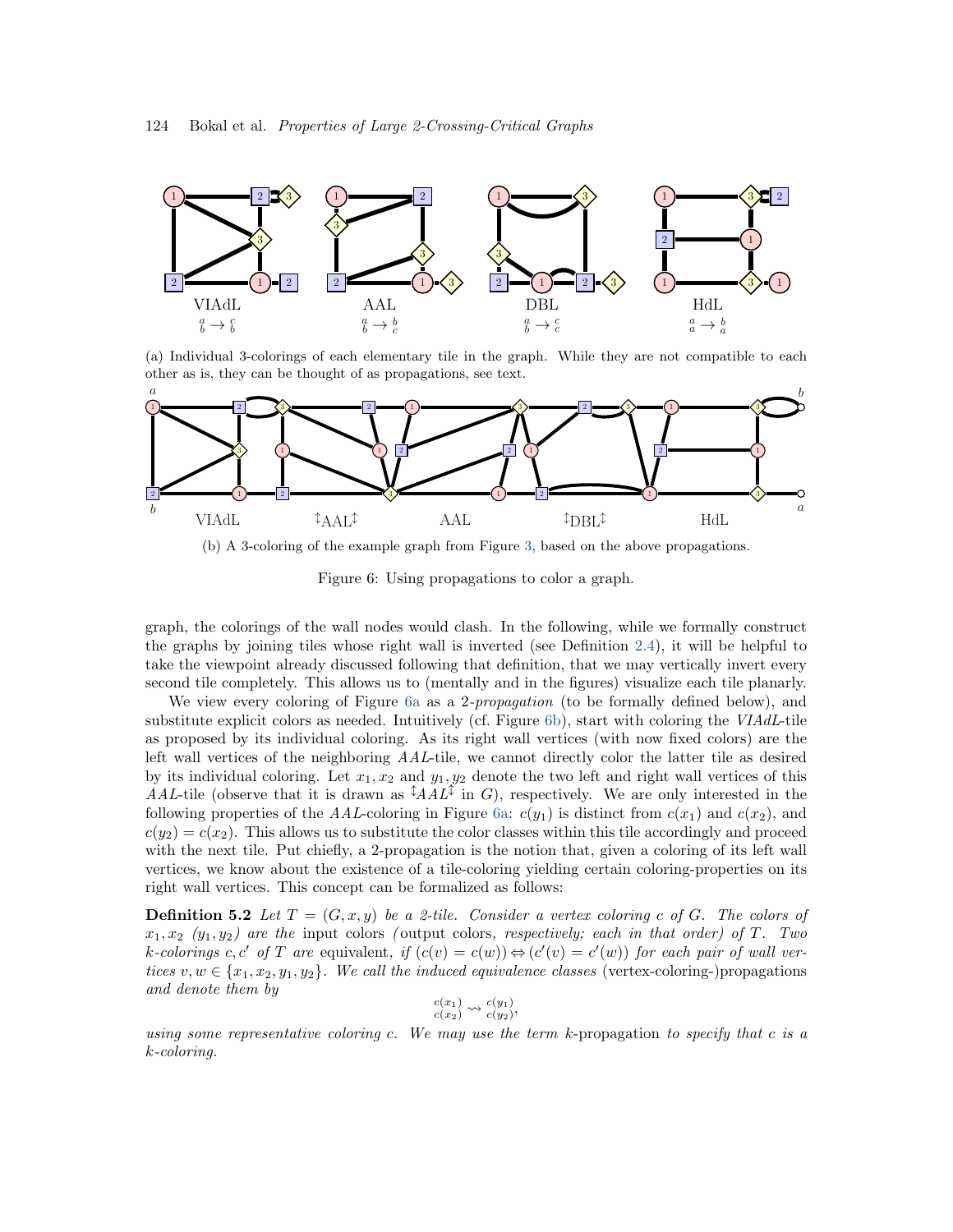VIAdL $\begin{smallmatrix} a \\ b \end{smallmatrix} \to \begin{smallmatrix} c \\ b \end{smallmatrix}$ AAL $\begin{smallmatrix} a \\ b \end{smallmatrix} \to \begin{smallmatrix} b \\ c \end{smallmatrix}$ DBL $\begin{smallmatrix} a \\ b \end{smallmatrix} \to \begin{smallmatrix} c \\ c \end{smallmatrix}$ HdL $\begin{smallmatrix} a \\ a \end{smallmatrix} \to \begin{smallmatrix} b \\ a \end{smallmatrix}$

(a) Individual 3-colorings of each elementary tile in the graph. While they are not compatible to each other as is, they can be thought of as propagations, see text.

VIAdL ↕AAL↕ AAL ↕DBL↕ HdL

(b) A 3-coloring of the example graph from Figure 3, based on the above propagations.

Figure 6: Using propagations to color a graph.

graph, the colorings of the wall nodes would clash. In the following, while we formally construct the graphs by joining tiles whose right wall is inverted (see Definition 2.4), it will be helpful to take the viewpoint already discussed following that definition, that we may vertically invert every second tile completely. This allows us to (mentally and in the figures) visualize each tile planarly.

We view every coloring of Figure 6a as a 2-*propagation* (to be formally defined below), and substitute explicit colors as needed. Intuitively (cf. Figure 6b), start with coloring the *VIAdL*-tile as proposed by its individual coloring. As its right wall vertices (with now fixed colors) are the left wall vertices of the neighboring *AAL*-tile, we cannot directly color the latter tile as desired by its individual coloring. Let $x_1, x_2$ and $y_1, y_2$ denote the two left and right wall vertices of this *AAL*-tile (observe that it is drawn as $^{\updownarrow}AAL^{\updownarrow}$ in $G$), respectively. We are only interested in the following properties of the *AAL*-coloring in Figure 6a: $c(y_1)$ is distinct from $c(x_1)$ and $c(x_2)$, and $c(y_2) = c(x_2)$. This allows us to substitute the color classes within this tile accordingly and proceed with the next tile. Put chiefly, a 2-propagation is the notion that, given a coloring of its left wall vertices, we know about the existence of a tile-coloring yielding certain coloring-properties on its right wall vertices. This concept can be formalized as follows:

**Definition 5.2** *Let $T = (G, x, y)$ be a 2-tile. Consider a vertex coloring $c$ of $G$. The colors of $x_1, x_2$ ($y_1, y_2$) are the* input colors *(*output colors*, respectively; each in that order) of $T$. Two $k$-colorings $c, c'$ of $T$ are* equivalent*, if $(c(v) = c(w)) \Leftrightarrow (c'(v) = c'(w))$ for each pair of wall vertices $v, w \in \{x_1, x_2, y_1, y_2\}$. We call the induced equivalence classes* (vertex-coloring-)propagations *and denote them by*

$$\begin{smallmatrix} c(x_1) \\ c(x_2) \end{smallmatrix} \rightsquigarrow \begin{smallmatrix} c(y_1) \\ c(y_2) \end{smallmatrix},$$

*using some representative coloring $c$. We may use the term* $k$-propagation *to specify that $c$ is a $k$-coloring.*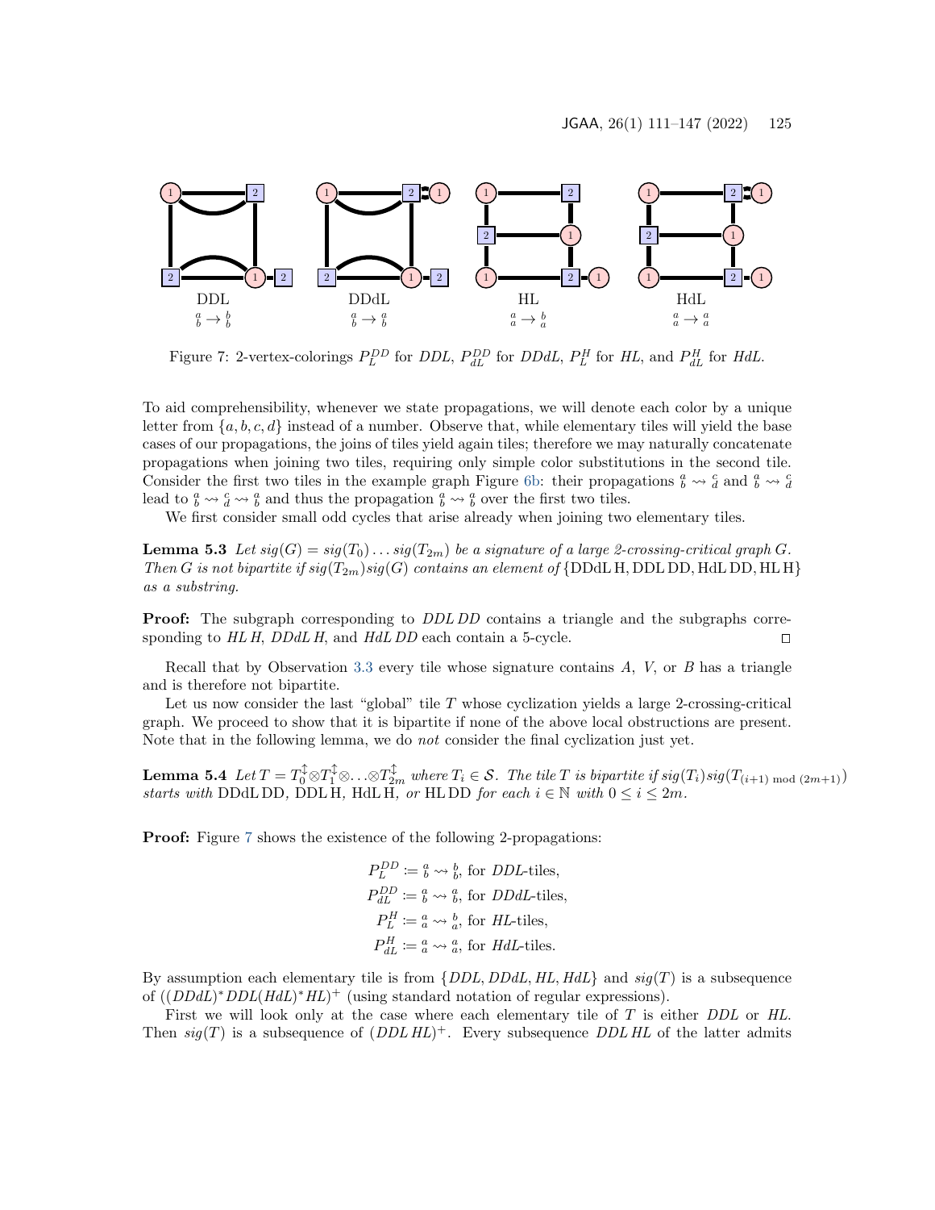DDL $\begin{smallmatrix} a \\ b \end{smallmatrix} \to \begin{smallmatrix} b \\ b \end{smallmatrix}$ DDdL $\begin{smallmatrix} a \\ b \end{smallmatrix} \to \begin{smallmatrix} a \\ b \end{smallmatrix}$ HL $\begin{smallmatrix} a \\ a \end{smallmatrix} \to \begin{smallmatrix} b \\ a \end{smallmatrix}$ HdL $\begin{smallmatrix} a \\ a \end{smallmatrix} \to \begin{smallmatrix} a \\ a \end{smallmatrix}$

Figure 7: 2-vertex-colorings $P_L^{DD}$ for *DDL*, $P_{dL}^{DD}$ for *DDdL*, $P_L^H$ for *HL*, and $P_{dL}^H$ for *HdL*.

To aid comprehensibility, whenever we state propagations, we will denote each color by a unique letter from $\{a, b, c, d\}$ instead of a number. Observe that, while elementary tiles will yield the base cases of our propagations, the joins of tiles yield again tiles; therefore we may naturally concatenate propagations when joining two tiles, requiring only simple color substitutions in the second tile. Consider the first two tiles in the example graph Figure 6b: their propagations $\begin{smallmatrix} a \\ b \end{smallmatrix} \rightsquigarrow \begin{smallmatrix} c \\ d \end{smallmatrix}$ and $\begin{smallmatrix} a \\ b \end{smallmatrix} \rightsquigarrow \begin{smallmatrix} c \\ d \end{smallmatrix}$ lead to $\begin{smallmatrix} a \\ b \end{smallmatrix} \rightsquigarrow \begin{smallmatrix} c \\ d \end{smallmatrix} \rightsquigarrow \begin{smallmatrix} a \\ b \end{smallmatrix}$ and thus the propagation $\begin{smallmatrix} a \\ b \end{smallmatrix} \rightsquigarrow \begin{smallmatrix} a \\ b \end{smallmatrix}$ over the first two tiles.

We first consider small odd cycles that arise already when joining two elementary tiles.

**Lemma 5.3** *Let $sig(G) = sig(T_0) \dots sig(T_{2m})$ be a signature of a large 2-crossing-critical graph $G$. Then $G$ is not bipartite if $sig(T_{2m})sig(G)$ contains an element of* $\{$DDdL H, DDL DD, HdL DD, HL H$\}$ *as a substring.*

**Proof:** The subgraph corresponding to *DDL DD* contains a triangle and the subgraphs corresponding to *HL H*, *DDdL H*, and *HdL DD* each contain a 5-cycle. □

Recall that by Observation 3.3 every tile whose signature contains $A$, $V$, or $B$ has a triangle and is therefore not bipartite.

Let us now consider the last "global" tile $T$ whose cyclization yields a large 2-crossing-critical graph. We proceed to show that it is bipartite if none of the above local obstructions are present. Note that in the following lemma, we do *not* consider the final cyclization just yet.

**Lemma 5.4** *Let $T = T_0^{\updownarrow} \otimes T_1^{\updownarrow} \otimes \dots \otimes T_{2m}^{\updownarrow}$ where $T_i \in \mathcal{S}$. The tile $T$ is bipartite if $sig(T_i)sig(T_{(i+1) \bmod (2m+1)})$ starts with* DDdL DD*,* DDL H*,* HdL H*, or* HL DD *for each $i \in \mathbb{N}$ with $0 \le i \le 2m$.*

**Proof:** Figure 7 shows the existence of the following 2-propagations:

$$P_L^{DD} \coloneqq \begin{smallmatrix} a \\ b \end{smallmatrix} \rightsquigarrow \begin{smallmatrix} b \\ b \end{smallmatrix}, \text{ for } DDL\text{-tiles},$$
$$P_{dL}^{DD} \coloneqq \begin{smallmatrix} a \\ b \end{smallmatrix} \rightsquigarrow \begin{smallmatrix} a \\ b \end{smallmatrix}, \text{ for } DDdL\text{-tiles},$$
$$P_L^{H} \coloneqq \begin{smallmatrix} a \\ a \end{smallmatrix} \rightsquigarrow \begin{smallmatrix} b \\ a \end{smallmatrix}, \text{ for } HL\text{-tiles},$$
$$P_{dL}^{H} \coloneqq \begin{smallmatrix} a \\ a \end{smallmatrix} \rightsquigarrow \begin{smallmatrix} a \\ a \end{smallmatrix}, \text{ for } HdL\text{-tiles}.$$

By assumption each elementary tile is from $\{DDL, DDdL, HL, HdL\}$ and $sig(T)$ is a subsequence of $((DDdL)^* DDL (HdL)^* HL)^+$ (using standard notation of regular expressions).

First we will look only at the case where each elementary tile of $T$ is either *DDL* or *HL*. Then $sig(T)$ is a subsequence of $(DDL\,HL)^+$. Every subsequence *DDL HL* of the latter admits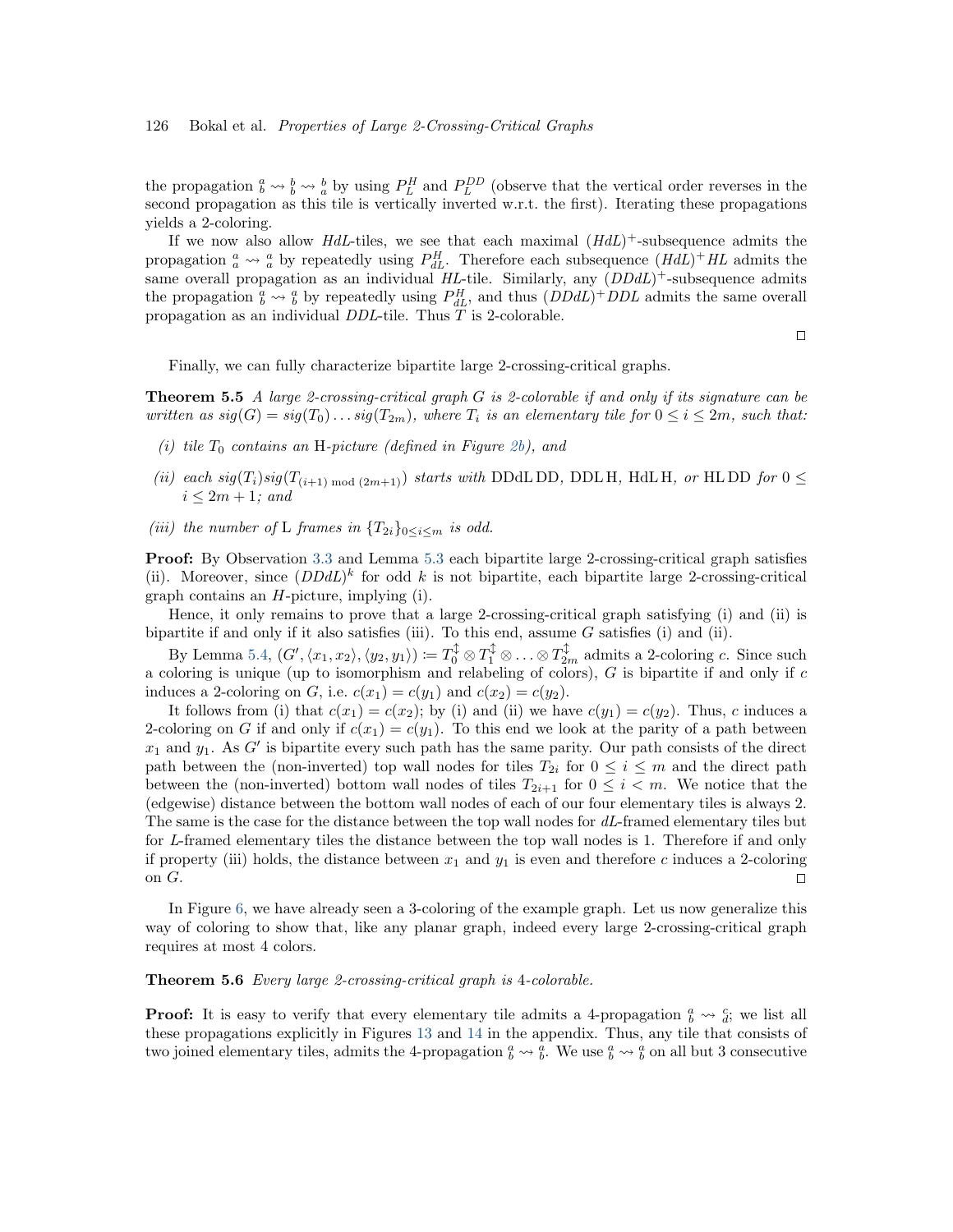the propagation $\substack{a\\b} \rightsquigarrow \substack{b\\b} \rightsquigarrow \substack{b\\a}$ by using $P_L^H$ and $P_L^{DD}$ (observe that the vertical order reverses in the second propagation as this tile is vertically inverted w.r.t. the first). Iterating these propagations yields a 2-coloring.

If we now also allow *HdL*-tiles, we see that each maximal $(HdL)^+$-subsequence admits the propagation $\substack{a\\a} \rightsquigarrow \substack{a\\a}$ by repeatedly using $P_{dL}^H$. Therefore each subsequence $(HdL)^+HL$ admits the same overall propagation as an individual *HL*-tile. Similarly, any $(DDdL)^+$-subsequence admits the propagation $\substack{a\\b} \rightsquigarrow \substack{a\\b}$ by repeatedly using $P_{dL}^H$, and thus $(DDdL)^+DDL$ admits the same overall propagation as an individual *DDL*-tile. Thus $T$ is 2-colorable.

□

Finally, we can fully characterize bipartite large 2-crossing-critical graphs.

**Theorem 5.5** *A large 2-crossing-critical graph $G$ is 2-colorable if and only if its signature can be written as $sig(G) = sig(T_0) \dots sig(T_{2m})$, where $T_i$ is an elementary tile for $0 \le i \le 2m$, such that:*

*(i) tile $T_0$ contains an* H*-picture (defined in Figure 2b), and*

*(ii) each $sig(T_i)sig(T_{(i+1) \bmod (2m+1)})$ starts with* DDdL DD*,* DDL H*,* HdL H*, or* HL DD *for $0 \le i \le 2m+1$; and*

*(iii) the number of* L *frames in $\{T_{2i}\}_{0 \le i \le m}$ is odd.*

**Proof:** By Observation 3.3 and Lemma 5.3 each bipartite large 2-crossing-critical graph satisfies (ii). Moreover, since $(DDdL)^k$ for odd $k$ is not bipartite, each bipartite large 2-crossing-critical graph contains an *H*-picture, implying (i).

Hence, it only remains to prove that a large 2-crossing-critical graph satisfying (i) and (ii) is bipartite if and only if it also satisfies (iii). To this end, assume $G$ satisfies (i) and (ii).

By Lemma 5.4, $(G', \langle x_1, x_2 \rangle, \langle y_2, y_1 \rangle) := T_0^{\updownarrow} \otimes T_1^{\updownarrow} \otimes \dots \otimes T_{2m}^{\updownarrow}$ admits a 2-coloring $c$. Since such a coloring is unique (up to isomorphism and relabeling of colors), $G$ is bipartite if and only if $c$ induces a 2-coloring on $G$, i.e. $c(x_1) = c(y_1)$ and $c(x_2) = c(y_2)$.

It follows from (i) that $c(x_1) = c(x_2)$; by (i) and (ii) we have $c(y_1) = c(y_2)$. Thus, $c$ induces a 2-coloring on $G$ if and only if $c(x_1) = c(y_1)$. To this end we look at the parity of a path between $x_1$ and $y_1$. As $G'$ is bipartite every such path has the same parity. Our path consists of the direct path between the (non-inverted) top wall nodes for tiles $T_{2i}$ for $0 \le i \le m$ and the direct path between the (non-inverted) bottom wall nodes of tiles $T_{2i+1}$ for $0 \le i < m$. We notice that the (edgewise) distance between the bottom wall nodes of each of our four elementary tiles is always 2. The same is the case for the distance between the top wall nodes for *dL*-framed elementary tiles but for *L*-framed elementary tiles the distance between the top wall nodes is 1. Therefore if and only if property (iii) holds, the distance between $x_1$ and $y_1$ is even and therefore $c$ induces a 2-coloring on $G$. □

In Figure 6, we have already seen a 3-coloring of the example graph. Let us now generalize this way of coloring to show that, like any planar graph, indeed every large 2-crossing-critical graph requires at most 4 colors.

**Theorem 5.6** *Every large 2-crossing-critical graph is 4-colorable.*

**Proof:** It is easy to verify that every elementary tile admits a 4-propagation $\substack{a\\b} \rightsquigarrow \substack{c\\d}$; we list all these propagations explicitly in Figures 13 and 14 in the appendix. Thus, any tile that consists of two joined elementary tiles, admits the 4-propagation $\substack{a\\b} \rightsquigarrow \substack{a\\b}$. We use $\substack{a\\b} \rightsquigarrow \substack{a\\b}$ on all but 3 consecutive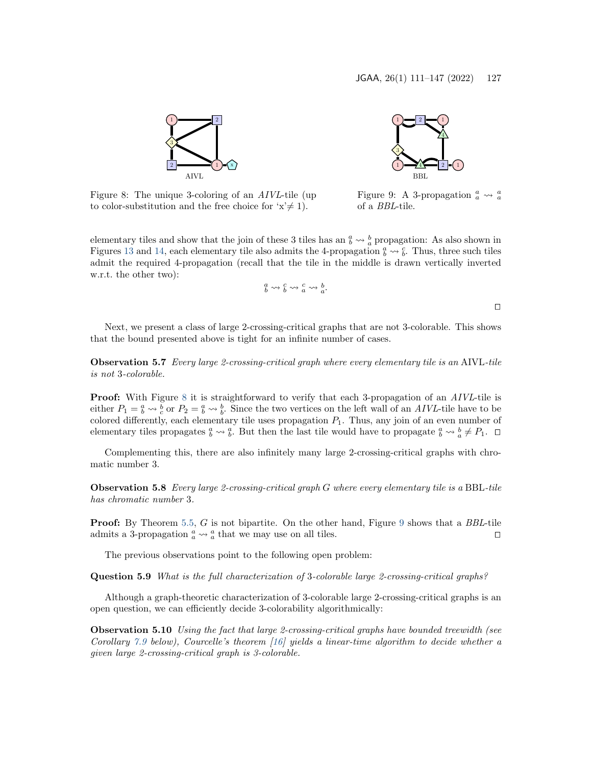Figure 8: The unique 3-coloring of an *AIVL*-tile (up to color-substitution and the free choice for 'x'$\neq 1$).

Figure 9: A 3-propagation $\genfrac{}{}{0pt}{}{a}{a} \rightsquigarrow \genfrac{}{}{0pt}{}{a}{a}$ of a *BBL*-tile.

elementary tiles and show that the join of these 3 tiles has an $\genfrac{}{}{0pt}{}{a}{b} \rightsquigarrow \genfrac{}{}{0pt}{}{b}{a}$ propagation: As also shown in Figures 13 and 14, each elementary tile also admits the 4-propagation $\genfrac{}{}{0pt}{}{a}{b} \rightsquigarrow \genfrac{}{}{0pt}{}{c}{b}$. Thus, three such tiles admit the required 4-propagation (recall that the tile in the middle is drawn vertically inverted w.r.t. the other two):

$$\genfrac{}{}{0pt}{}{a}{b} \rightsquigarrow \genfrac{}{}{0pt}{}{c}{b} \rightsquigarrow \genfrac{}{}{0pt}{}{c}{a} \rightsquigarrow \genfrac{}{}{0pt}{}{b}{a}.$$

□

Next, we present a class of large 2-crossing-critical graphs that are not 3-colorable. This shows that the bound presented above is tight for an infinite number of cases.

**Observation 5.7** *Every large 2-crossing-critical graph where every elementary tile is an* AIVL*-tile is not* 3*-colorable.*

**Proof:** With Figure 8 it is straightforward to verify that each 3-propagation of an *AIVL*-tile is either $P_1 = \genfrac{}{}{0pt}{}{a}{b} \rightsquigarrow \genfrac{}{}{0pt}{}{b}{c}$ or $P_2 = \genfrac{}{}{0pt}{}{a}{b} \rightsquigarrow \genfrac{}{}{0pt}{}{b}{b}$. Since the two vertices on the left wall of an *AIVL*-tile have to be colored differently, each elementary tile uses propagation $P_1$. Thus, any join of an even number of elementary tiles propagates $\genfrac{}{}{0pt}{}{a}{b} \rightsquigarrow \genfrac{}{}{0pt}{}{a}{b}$. But then the last tile would have to propagate $\genfrac{}{}{0pt}{}{a}{b} \rightsquigarrow \genfrac{}{}{0pt}{}{b}{a} \neq P_1$. □

Complementing this, there are also infinitely many large 2-crossing-critical graphs with chromatic number 3.

**Observation 5.8** *Every large 2-crossing-critical graph $G$ where every elementary tile is a* BBL*-tile has chromatic number* 3*.*

**Proof:** By Theorem 5.5, $G$ is not bipartite. On the other hand, Figure 9 shows that a *BBL*-tile admits a 3-propagation $\genfrac{}{}{0pt}{}{a}{a} \rightsquigarrow \genfrac{}{}{0pt}{}{a}{a}$ that we may use on all tiles. □

The previous observations point to the following open problem:

**Question 5.9** *What is the full characterization of* 3*-colorable large 2-crossing-critical graphs?*

Although a graph-theoretic characterization of 3-colorable large 2-crossing-critical graphs is an open question, we can efficiently decide 3-colorability algorithmically:

**Observation 5.10** *Using the fact that large 2-crossing-critical graphs have bounded treewidth (see Corollary 7.9 below), Courcelle's theorem [16] yields a linear-time algorithm to decide whether a given large 2-crossing-critical graph is 3-colorable.*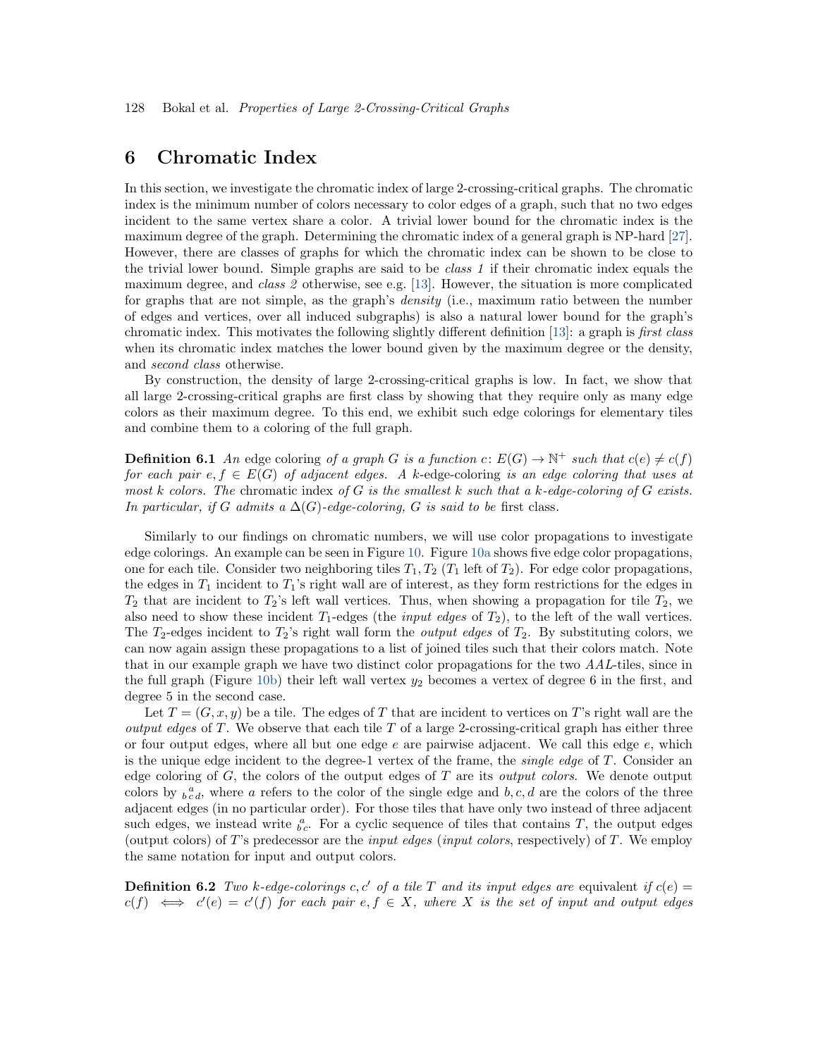# 6 Chromatic Index

In this section, we investigate the chromatic index of large 2-crossing-critical graphs. The chromatic index is the minimum number of colors necessary to color edges of a graph, such that no two edges incident to the same vertex share a color. A trivial lower bound for the chromatic index is the maximum degree of the graph. Determining the chromatic index of a general graph is NP-hard [27]. However, there are classes of graphs for which the chromatic index can be shown to be close to the trivial lower bound. Simple graphs are said to be *class 1* if their chromatic index equals the maximum degree, and *class 2* otherwise, see e.g. [13]. However, the situation is more complicated for graphs that are not simple, as the graph's *density* (i.e., maximum ratio between the number of edges and vertices, over all induced subgraphs) is also a natural lower bound for the graph's chromatic index. This motivates the following slightly different definition [13]: a graph is *first class* when its chromatic index matches the lower bound given by the maximum degree or the density, and *second class* otherwise.

By construction, the density of large 2-crossing-critical graphs is low. In fact, we show that all large 2-crossing-critical graphs are first class by showing that they require only as many edge colors as their maximum degree. To this end, we exhibit such edge colorings for elementary tiles and combine them to a coloring of the full graph.

**Definition 6.1** *An* edge coloring *of a graph $G$ is a function $c\colon E(G) \to \mathbb{N}^+$ such that $c(e) \neq c(f)$ for each pair $e, f \in E(G)$ of adjacent edges. A $k$*-edge-coloring *is an edge coloring that uses at most $k$ colors. The* chromatic index *of $G$ is the smallest $k$ such that a $k$-edge-coloring of $G$ exists. In particular, if $G$ admits a $\Delta(G)$-edge-coloring, $G$ is said to be* first class.

Similarly to our findings on chromatic numbers, we will use color propagations to investigate edge colorings. An example can be seen in Figure 10. Figure 10a shows five edge color propagations, one for each tile. Consider two neighboring tiles $T_1, T_2$ ($T_1$ left of $T_2$). For edge color propagations, the edges in $T_1$ incident to $T_1$'s right wall are of interest, as they form restrictions for the edges in $T_2$ that are incident to $T_2$'s left wall vertices. Thus, when showing a propagation for tile $T_2$, we also need to show these incident $T_1$-edges (the *input edges* of $T_2$), to the left of the wall vertices. The $T_2$-edges incident to $T_2$'s right wall form the *output edges* of $T_2$. By substituting colors, we can now again assign these propagations to a list of joined tiles such that their colors match. Note that in our example graph we have two distinct color propagations for the two $AAL$-tiles, since in the full graph (Figure 10b) their left wall vertex $y_2$ becomes a vertex of degree 6 in the first, and degree 5 in the second case.

Let $T = (G, x, y)$ be a tile. The edges of $T$ that are incident to vertices on $T$'s right wall are the *output edges* of $T$. We observe that each tile $T$ of a large 2-crossing-critical graph has either three or four output edges, where all but one edge $e$ are pairwise adjacent. We call this edge $e$, which is the unique edge incident to the degree-1 vertex of the frame, the *single edge* of $T$. Consider an edge coloring of $G$, the colors of the output edges of $T$ are its *output colors*. We denote output colors by ${}_{b\,c\,d}^{\;\;a}$, where $a$ refers to the color of the single edge and $b, c, d$ are the colors of the three adjacent edges (in no particular order). For those tiles that have only two instead of three adjacent such edges, we instead write ${}_{b\,c}^{\,a}$. For a cyclic sequence of tiles that contains $T$, the output edges (output colors) of $T$'s predecessor are the *input edges* (*input colors*, respectively) of $T$. We employ the same notation for input and output colors.

**Definition 6.2** *Two $k$-edge-colorings $c, c'$ of a tile $T$ and its input edges are* equivalent *if $c(e) = c(f) \iff c'(e) = c'(f)$ for each pair $e, f \in X$, where $X$ is the set of input and output edges*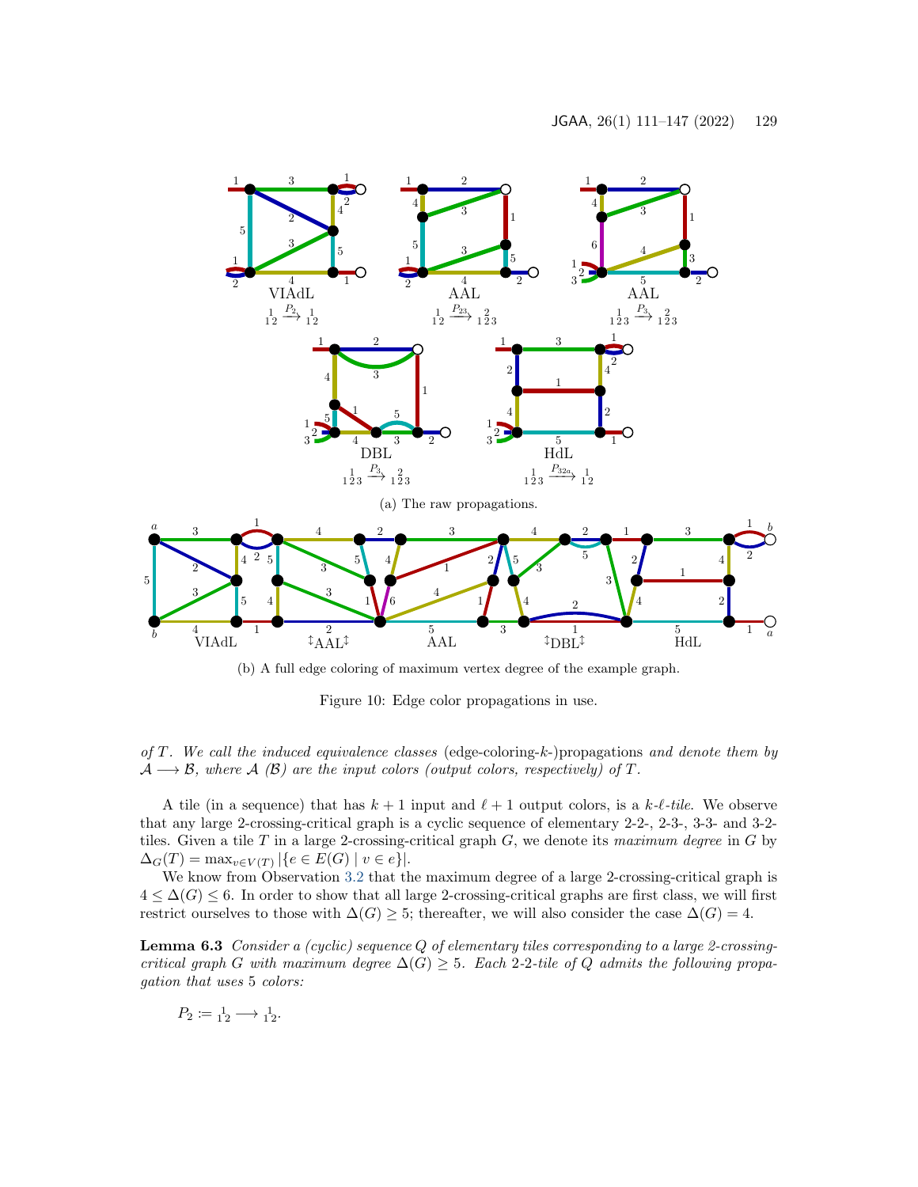(a) The raw propagations.

(b) A full edge coloring of maximum vertex degree of the example graph.

Figure 10: Edge color propagations in use.

*of $T$. We call the induced equivalence classes* (edge-coloring-$k$-)propagations *and denote them by $\mathcal{A} \longrightarrow \mathcal{B}$, where $\mathcal{A}$ ($\mathcal{B}$) are the input colors (output colors, respectively) of $T$.*

A tile (in a sequence) that has $k+1$ input and $\ell+1$ output colors, is a *$k$-$\ell$-tile*. We observe that any large 2-crossing-critical graph is a cyclic sequence of elementary 2-2-, 2-3-, 3-3- and 3-2-tiles. Given a tile $T$ in a large 2-crossing-critical graph $G$, we denote its *maximum degree* in $G$ by $\Delta_G(T) = \max_{v \in V(T)} |\{e \in E(G) \mid v \in e\}|$.

We know from Observation 3.2 that the maximum degree of a large 2-crossing-critical graph is $4 \le \Delta(G) \le 6$. In order to show that all large 2-crossing-critical graphs are first class, we will first restrict ourselves to those with $\Delta(G) \ge 5$; thereafter, we will also consider the case $\Delta(G) = 4$.

**Lemma 6.3** *Consider a (cyclic) sequence $Q$ of elementary tiles corresponding to a large 2-crossing-critical graph $G$ with maximum degree $\Delta(G) \ge 5$. Each 2-2-tile of $Q$ admits the following propagation that uses 5 colors:*

$$P_2 := {}^{\,1}_{1\,2} \longrightarrow {}^{\,1}_{1\,2}.$$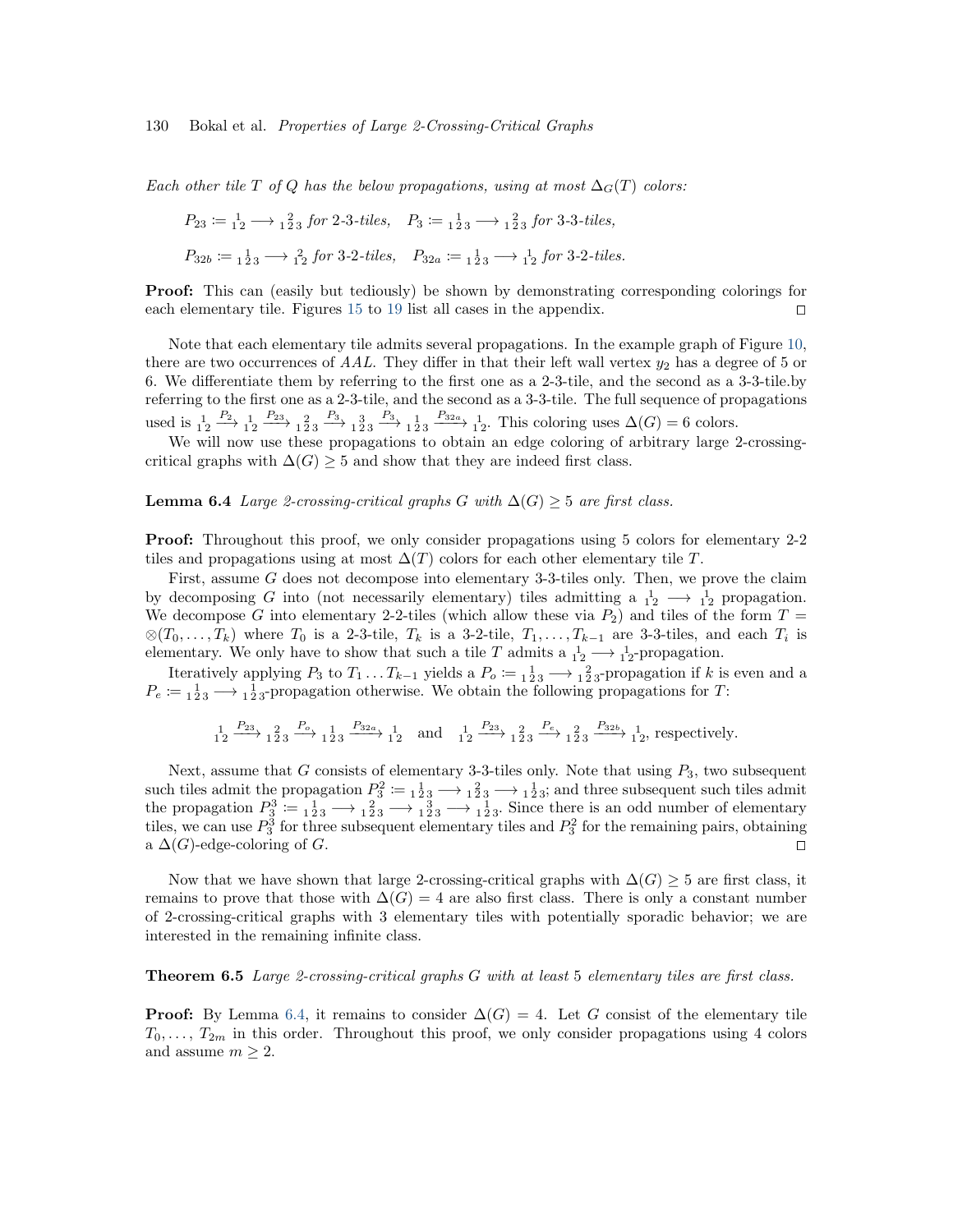*Each other tile $T$ of $Q$ has the below propagations, using at most $\Delta_G(T)$ colors:*

$$P_{23} \coloneqq \genfrac{}{}{0pt}{}{1}{1\,2} \longrightarrow \genfrac{}{}{0pt}{}{2}{1\,2\,3} \text{ for 2-3-tiles,} \quad P_{3} \coloneqq \genfrac{}{}{0pt}{}{1}{1\,2\,3} \longrightarrow \genfrac{}{}{0pt}{}{2}{1\,2\,3} \text{ for 3-3-tiles,}$$

$$P_{32b} \coloneqq \genfrac{}{}{0pt}{}{1}{1\,2\,3} \longrightarrow \genfrac{}{}{0pt}{}{2}{1\,2} \text{ for 3-2-tiles,} \quad P_{32a} \coloneqq \genfrac{}{}{0pt}{}{1}{1\,2\,3} \longrightarrow \genfrac{}{}{0pt}{}{1}{1\,2} \text{ for 3-2-tiles.}$$

**Proof:** This can (easily but tediously) be shown by demonstrating corresponding colorings for each elementary tile. Figures 15 to 19 list all cases in the appendix. □

Note that each elementary tile admits several propagations. In the example graph of Figure 10, there are two occurrences of $AAL$. They differ in that their left wall vertex $y_2$ has a degree of 5 or 6. We differentiate them by referring to the first one as a 2-3-tile, and the second as a 3-3-tile.by referring to the first one as a 2-3-tile, and the second as a 3-3-tile. The full sequence of propagations used is $\genfrac{}{}{0pt}{}{1}{1\,2} \xrightarrow{P_2} \genfrac{}{}{0pt}{}{1}{1\,2} \xrightarrow{P_{23}} \genfrac{}{}{0pt}{}{2}{1\,2\,3} \xrightarrow{P_3} \genfrac{}{}{0pt}{}{3}{1\,2\,3} \xrightarrow{P_3} \genfrac{}{}{0pt}{}{1}{1\,2\,3} \xrightarrow{P_{32a}} \genfrac{}{}{0pt}{}{1}{1\,2}$. This coloring uses $\Delta(G) = 6$ colors.

We will now use these propagations to obtain an edge coloring of arbitrary large 2-crossing-critical graphs with $\Delta(G) \geq 5$ and show that they are indeed first class.

**Lemma 6.4** *Large 2-crossing-critical graphs $G$ with $\Delta(G) \geq 5$ are first class.*

**Proof:** Throughout this proof, we only consider propagations using 5 colors for elementary 2-2 tiles and propagations using at most $\Delta(T)$ colors for each other elementary tile $T$.

First, assume $G$ does not decompose into elementary 3-3-tiles only. Then, we prove the claim by decomposing $G$ into (not necessarily elementary) tiles admitting a $\genfrac{}{}{0pt}{}{1}{1\,2} \longrightarrow \genfrac{}{}{0pt}{}{1}{1\,2}$ propagation. We decompose $G$ into elementary 2-2-tiles (which allow these via $P_2$) and tiles of the form $T = \otimes(T_0, \ldots, T_k)$ where $T_0$ is a 2-3-tile, $T_k$ is a 3-2-tile, $T_1, \ldots, T_{k-1}$ are 3-3-tiles, and each $T_i$ is elementary. We only have to show that such a tile $T$ admits a $\genfrac{}{}{0pt}{}{1}{1\,2} \longrightarrow \genfrac{}{}{0pt}{}{1}{1\,2}$-propagation.

Iteratively applying $P_3$ to $T_1 \ldots T_{k-1}$ yields a $P_o \coloneqq \genfrac{}{}{0pt}{}{1}{1\,2\,3} \longrightarrow \genfrac{}{}{0pt}{}{2}{1\,2\,3}$-propagation if $k$ is even and a $P_e \coloneqq \genfrac{}{}{0pt}{}{1}{1\,2\,3} \longrightarrow \genfrac{}{}{0pt}{}{1}{1\,2\,3}$-propagation otherwise. We obtain the following propagations for $T$:

$$\genfrac{}{}{0pt}{}{1}{1\,2} \xrightarrow{P_{23}} \genfrac{}{}{0pt}{}{2}{1\,2\,3} \xrightarrow{P_o} \genfrac{}{}{0pt}{}{1}{1\,2\,3} \xrightarrow{P_{32a}} \genfrac{}{}{0pt}{}{1}{1\,2} \quad \text{and} \quad \genfrac{}{}{0pt}{}{1}{1\,2} \xrightarrow{P_{23}} \genfrac{}{}{0pt}{}{2}{1\,2\,3} \xrightarrow{P_e} \genfrac{}{}{0pt}{}{2}{1\,2\,3} \xrightarrow{P_{32b}} \genfrac{}{}{0pt}{}{1}{1\,2}, \text{ respectively.}$$

Next, assume that $G$ consists of elementary 3-3-tiles only. Note that using $P_3$, two subsequent such tiles admit the propagation $P_3^2 \coloneqq \genfrac{}{}{0pt}{}{1}{1\,2\,3} \longrightarrow \genfrac{}{}{0pt}{}{2}{1\,2\,3} \longrightarrow \genfrac{}{}{0pt}{}{1}{1\,2\,3}$; and three subsequent such tiles admit the propagation $P_3^3 \coloneqq \genfrac{}{}{0pt}{}{1}{1\,2\,3} \longrightarrow \genfrac{}{}{0pt}{}{2}{1\,2\,3} \longrightarrow \genfrac{}{}{0pt}{}{3}{1\,2\,3} \longrightarrow \genfrac{}{}{0pt}{}{1}{1\,2\,3}$. Since there is an odd number of elementary tiles, we can use $P_3^3$ for three subsequent elementary tiles and $P_3^2$ for the remaining pairs, obtaining a $\Delta(G)$-edge-coloring of $G$. □

Now that we have shown that large 2-crossing-critical graphs with $\Delta(G) \geq 5$ are first class, it remains to prove that those with $\Delta(G) = 4$ are also first class. There is only a constant number of 2-crossing-critical graphs with 3 elementary tiles with potentially sporadic behavior; we are interested in the remaining infinite class.

**Theorem 6.5** *Large 2-crossing-critical graphs $G$ with at least 5 elementary tiles are first class.*

**Proof:** By Lemma 6.4, it remains to consider $\Delta(G) = 4$. Let $G$ consist of the elementary tile $T_0, \ldots, T_{2m}$ in this order. Throughout this proof, we only consider propagations using 4 colors and assume $m \geq 2$.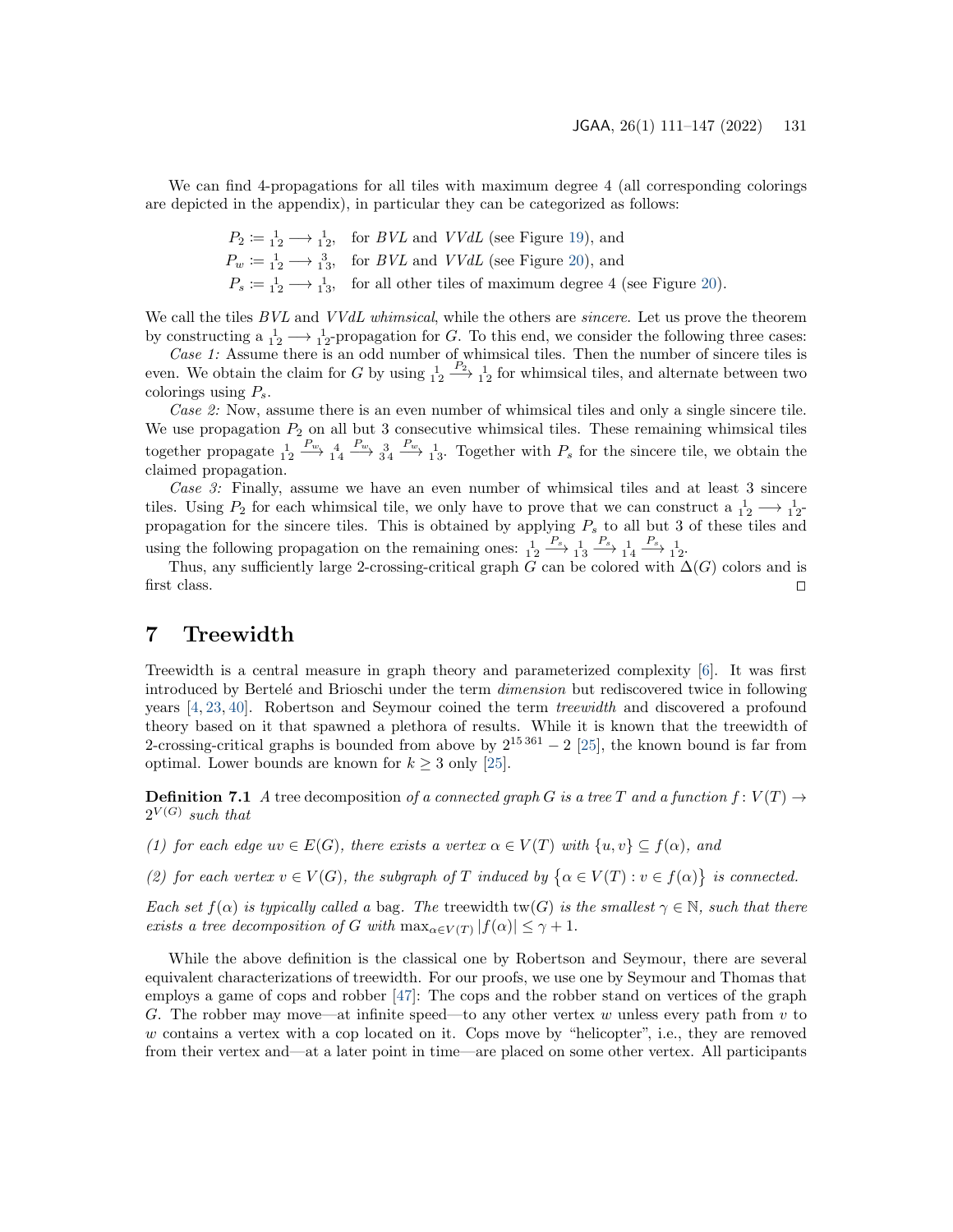We can find 4-propagations for all tiles with maximum degree 4 (all corresponding colorings are depicted in the appendix), in particular they can be categorized as follows:

$$P_2 := {}_{1\,2}^{\,1} \longrightarrow {}_{1\,2}^{\,1}, \quad \text{for } BVL \text{ and } VVdL \text{ (see Figure 19), and}$$

$$P_w := {}_{1\,2}^{\,1} \longrightarrow {}_{1\,3}^{\,3}, \quad \text{for } BVL \text{ and } VVdL \text{ (see Figure 20), and}$$

$$P_s := {}_{1\,2}^{\,1} \longrightarrow {}_{1\,3}^{\,1}, \quad \text{for all other tiles of maximum degree 4 (see Figure 20).}$$

We call the tiles $BVL$ and $VVdL$ *whimsical*, while the others are *sincere*. Let us prove the theorem by constructing a ${}_{1\,2}^{\,1} \longrightarrow {}_{1\,2}^{\,1}$-propagation for $G$. To this end, we consider the following three cases:

*Case 1:* Assume there is an odd number of whimsical tiles. Then the number of sincere tiles is even. We obtain the claim for $G$ by using ${}_{1\,2}^{\,1} \xrightarrow{P_2} {}_{1\,2}^{\,1}$ for whimsical tiles, and alternate between two colorings using $P_s$.

*Case 2:* Now, assume there is an even number of whimsical tiles and only a single sincere tile. We use propagation $P_2$ on all but 3 consecutive whimsical tiles. These remaining whimsical tiles together propagate ${}_{1\,2}^{\,1} \xrightarrow{P_w} {}_{1\,4}^{\,4} \xrightarrow{P_w} {}_{3\,4}^{\,3} \xrightarrow{P_w} {}_{1\,3}^{\,1}$. Together with $P_s$ for the sincere tile, we obtain the claimed propagation.

*Case 3:* Finally, assume we have an even number of whimsical tiles and at least 3 sincere tiles. Using $P_2$ for each whimsical tile, we only have to prove that we can construct a ${}_{1\,2}^{\,1} \longrightarrow {}_{1\,2}^{\,1}$-propagation for the sincere tiles. This is obtained by applying $P_s$ to all but 3 of these tiles and using the following propagation on the remaining ones: ${}_{1\,2}^{\,1} \xrightarrow{P_s} {}_{1\,3}^{\,1} \xrightarrow{P_s} {}_{1\,4}^{\,1} \xrightarrow{P_s} {}_{1\,2}^{\,1}$.

Thus, any sufficiently large 2-crossing-critical graph $G$ can be colored with $\Delta(G)$ colors and is first class. □

# 7 Treewidth

Treewidth is a central measure in graph theory and parameterized complexity [6]. It was first introduced by Bertelé and Brioschi under the term *dimension* but rediscovered twice in following years [4, 23, 40]. Robertson and Seymour coined the term *treewidth* and discovered a profound theory based on it that spawned a plethora of results. While it is known that the treewidth of 2-crossing-critical graphs is bounded from above by $2^{15\,361} - 2$ [25], the known bound is far from optimal. Lower bounds are known for $k \geq 3$ only [25].

**Definition 7.1** *A* tree decomposition *of a connected graph $G$ is a tree $T$ and a function $f\colon V(T) \to 2^{V(G)}$ such that*

*(1) for each edge $uv \in E(G)$, there exists a vertex $\alpha \in V(T)$ with $\{u, v\} \subseteq f(\alpha)$, and*

*(2) for each vertex $v \in V(G)$, the subgraph of $T$ induced by $\{\alpha \in V(T) : v \in f(\alpha)\}$ is connected.*

*Each set $f(\alpha)$ is typically called a* bag*. The* treewidth $\mathrm{tw}(G)$ *is the smallest $\gamma \in \mathbb{N}$, such that there exists a tree decomposition of $G$ with $\max_{\alpha \in V(T)} |f(\alpha)| \leq \gamma + 1$.*

While the above definition is the classical one by Robertson and Seymour, there are several equivalent characterizations of treewidth. For our proofs, we use one by Seymour and Thomas that employs a game of cops and robber [47]: The cops and the robber stand on vertices of the graph $G$. The robber may move—at infinite speed—to any other vertex $w$ unless every path from $v$ to $w$ contains a vertex with a cop located on it. Cops move by "helicopter", i.e., they are removed from their vertex and—at a later point in time—are placed on some other vertex. All participants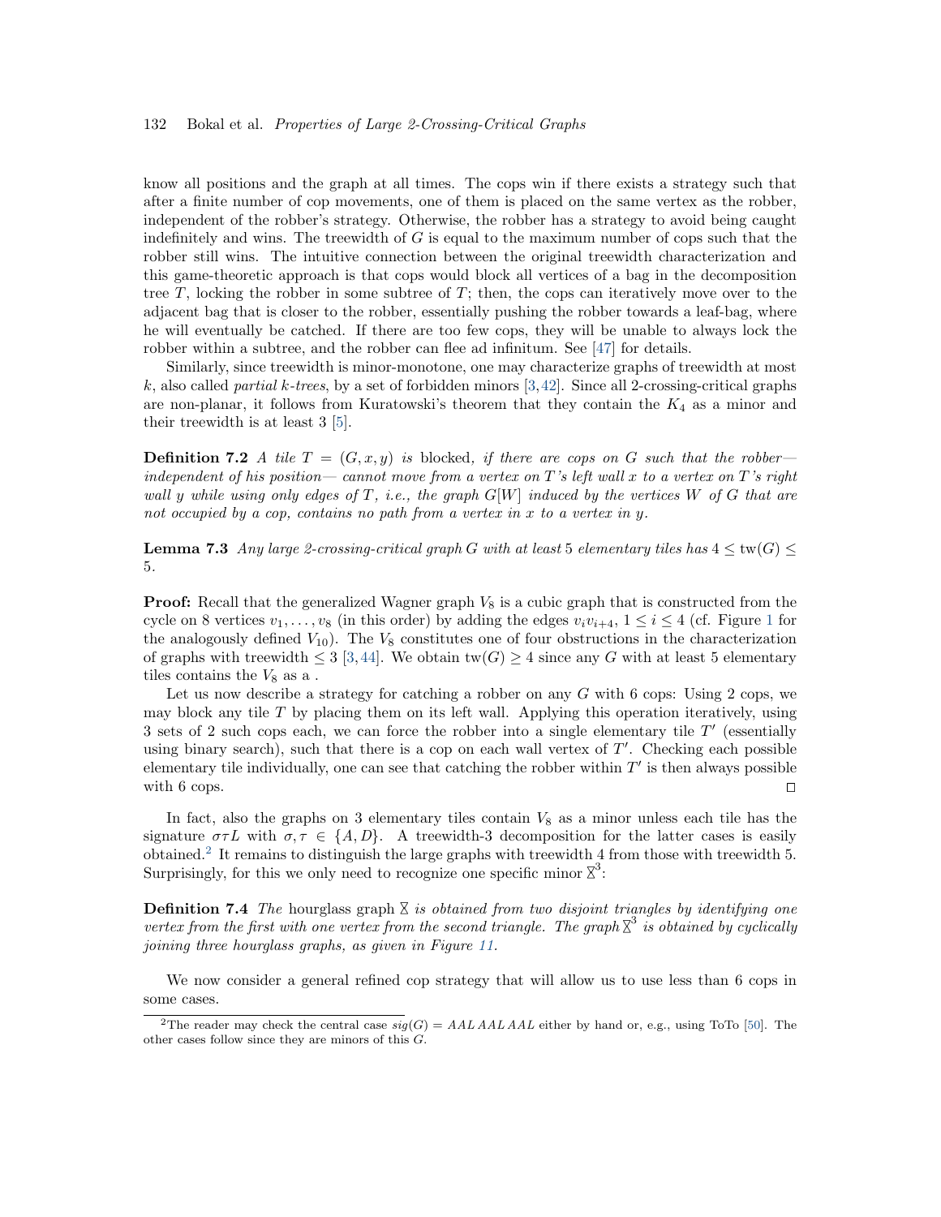know all positions and the graph at all times. The cops win if there exists a strategy such that after a finite number of cop movements, one of them is placed on the same vertex as the robber, independent of the robber's strategy. Otherwise, the robber has a strategy to avoid being caught indefinitely and wins. The treewidth of $G$ is equal to the maximum number of cops such that the robber still wins. The intuitive connection between the original treewidth characterization and this game-theoretic approach is that cops would block all vertices of a bag in the decomposition tree $T$, locking the robber in some subtree of $T$; then, the cops can iteratively move over to the adjacent bag that is closer to the robber, essentially pushing the robber towards a leaf-bag, where he will eventually be catched. If there are too few cops, they will be unable to always lock the robber within a subtree, and the robber can flee ad infinitum. See [47] for details.

Similarly, since treewidth is minor-monotone, one may characterize graphs of treewidth at most $k$, also called *partial $k$-trees*, by a set of forbidden minors [3,42]. Since all 2-crossing-critical graphs are non-planar, it follows from Kuratowski's theorem that they contain the $K_4$ as a minor and their treewidth is at least 3 [5].

**Definition 7.2** *A tile $T = (G, x, y)$ is* blocked*, if there are cops on $G$ such that the robber— independent of his position— cannot move from a vertex on $T$'s left wall $x$ to a vertex on $T$'s right wall $y$ while using only edges of $T$, i.e., the graph $G[W]$ induced by the vertices $W$ of $G$ that are not occupied by a cop, contains no path from a vertex in $x$ to a vertex in $y$.*

**Lemma 7.3** *Any large 2-crossing-critical graph $G$ with at least 5 elementary tiles has $4 \leq \text{tw}(G) \leq 5$.*

**Proof:** Recall that the generalized Wagner graph $V_8$ is a cubic graph that is constructed from the cycle on 8 vertices $v_1, \ldots, v_8$ (in this order) by adding the edges $v_i v_{i+4}$, $1 \leq i \leq 4$ (cf. Figure 1 for the analogously defined $V_{10}$). The $V_8$ constitutes one of four obstructions in the characterization of graphs with treewidth $\leq 3$ [3,44]. We obtain $\text{tw}(G) \geq 4$ since any $G$ with at least 5 elementary tiles contains the $V_8$ as a .

Let us now describe a strategy for catching a robber on any $G$ with 6 cops: Using 2 cops, we may block any tile $T$ by placing them on its left wall. Applying this operation iteratively, using 3 sets of 2 such cops each, we can force the robber into a single elementary tile $T'$ (essentially using binary search), such that there is a cop on each wall vertex of $T'$. Checking each possible elementary tile individually, one can see that catching the robber within $T'$ is then always possible with 6 cops. $\square$

In fact, also the graphs on 3 elementary tiles contain $V_8$ as a minor unless each tile has the signature $\sigma\tau L$ with $\sigma, \tau \in \{A, D\}$. A treewidth-3 decomposition for the latter cases is easily obtained.[2] It remains to distinguish the large graphs with treewidth 4 from those with treewidth 5. Surprisingly, for this we only need to recognize one specific minor $⧖^3$:

**Definition 7.4** *The* hourglass graph $⧖$ *is obtained from two disjoint triangles by identifying one vertex from the first with one vertex from the second triangle. The graph $⧖^3$ is obtained by cyclically joining three hourglass graphs, as given in Figure 11.*

We now consider a general refined cop strategy that will allow us to use less than 6 cops in some cases.

[2] The reader may check the central case $sig(G) = AAL\,AAL\,AAL$ either by hand or, e.g., using ToTo [50]. The other cases follow since they are minors of this $G$.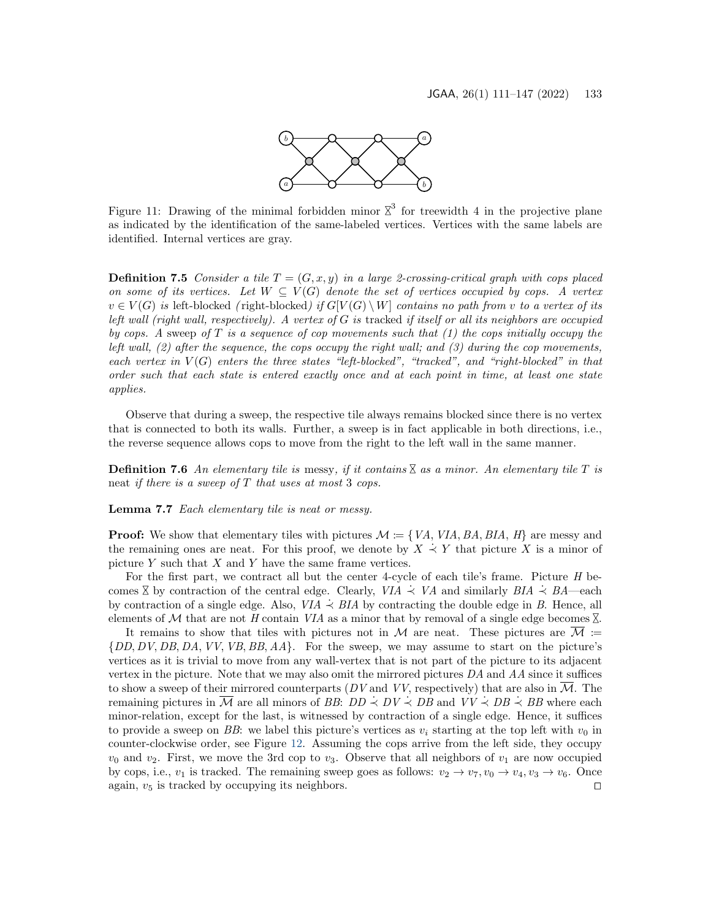Figure 11: Drawing of the minimal forbidden minor $\bowtie^3$ for treewidth 4 in the projective plane as indicated by the identification of the same-labeled vertices. Vertices with the same labels are identified. Internal vertices are gray.

**Definition 7.5** *Consider a tile $T = (G, x, y)$ in a large 2-crossing-critical graph with cops placed on some of its vertices. Let $W \subseteq V(G)$ denote the set of vertices occupied by cops. A vertex $v \in V(G)$ is* left-blocked *(*right-blocked*) if $G[V(G) \setminus W]$ contains no path from $v$ to a vertex of its left wall (right wall, respectively). A vertex of $G$ is* tracked *if itself or all its neighbors are occupied by cops. A* sweep *of $T$ is a sequence of cop movements such that (1) the cops initially occupy the left wall, (2) after the sequence, the cops occupy the right wall; and (3) during the cop movements, each vertex in $V(G)$ enters the three states "left-blocked", "tracked", and "right-blocked" in that order such that each state is entered exactly once and at each point in time, at least one state applies.*

Observe that during a sweep, the respective tile always remains blocked since there is no vertex that is connected to both its walls. Further, a sweep is in fact applicable in both directions, i.e., the reverse sequence allows cops to move from the right to the left wall in the same manner.

**Definition 7.6** *An elementary tile is* messy*, if it contains $\bowtie$ as a minor. An elementary tile $T$ is* neat *if there is a sweep of $T$ that uses at most 3 cops.*

**Lemma 7.7** *Each elementary tile is neat or messy.*

**Proof:** We show that elementary tiles with pictures $\mathcal{M} := \{VA, VIA, BA, BIA, H\}$ are messy and the remaining ones are neat. For this proof, we denote by $X \dot{\prec} Y$ that picture $X$ is a minor of picture $Y$ such that $X$ and $Y$ have the same frame vertices.

For the first part, we contract all but the center 4-cycle of each tile's frame. Picture $H$ becomes $\bowtie$ by contraction of the central edge. Clearly, $VIA \dot{\prec} VA$ and similarly $BIA \dot{\prec} BA$—each by contraction of a single edge. Also, $VIA \dot{\prec} BIA$ by contracting the double edge in $B$. Hence, all elements of $\mathcal{M}$ that are not $H$ contain $VIA$ as a minor that by removal of a single edge becomes $\bowtie$.

It remains to show that tiles with pictures not in $\mathcal{M}$ are neat. These pictures are $\overline{\mathcal{M}} := \{DD, DV, DB, DA, VV, VB, BB, AA\}$. For the sweep, we may assume to start on the picture's vertices as it is trivial to move from any wall-vertex that is not part of the picture to its adjacent vertex in the picture. Note that we may also omit the mirrored pictures $DA$ and $AA$ since it suffices to show a sweep of their mirrored counterparts ($DV$ and $VV$, respectively) that are also in $\overline{\mathcal{M}}$. The remaining pictures in $\overline{\mathcal{M}}$ are all minors of $BB$: $DD \dot{\prec} DV \dot{\prec} DB$ and $VV \dot{\prec} DB \dot{\prec} BB$ where each minor-relation, except for the last, is witnessed by contraction of a single edge. Hence, it suffices to provide a sweep on $BB$: we label this picture's vertices as $v_i$ starting at the top left with $v_0$ in counter-clockwise order, see Figure 12. Assuming the cops arrive from the left side, they occupy $v_0$ and $v_2$. First, we move the 3rd cop to $v_3$. Observe that all neighbors of $v_1$ are now occupied by cops, i.e., $v_1$ is tracked. The remaining sweep goes as follows: $v_2 \to v_7, v_0 \to v_4, v_3 \to v_6$. Once again, $v_5$ is tracked by occupying its neighbors. □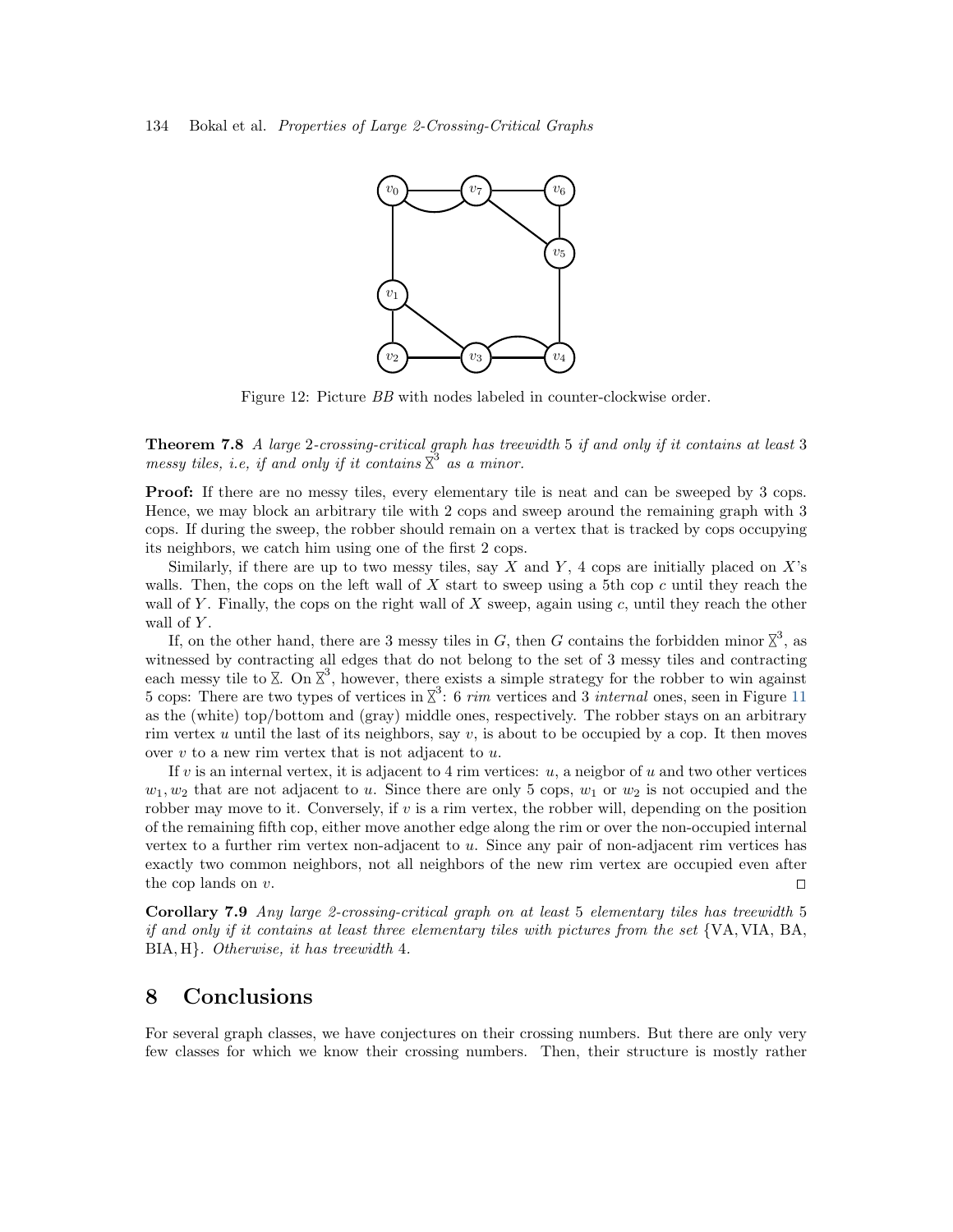Figure 12: Picture $BB$ with nodes labeled in counter-clockwise order.

**Theorem 7.8** *A large 2-crossing-critical graph has treewidth 5 if and only if it contains at least 3 messy tiles, i.e, if and only if it contains $\boxtimes^3$ as a minor.*

**Proof:** If there are no messy tiles, every elementary tile is neat and can be sweeped by 3 cops. Hence, we may block an arbitrary tile with 2 cops and sweep around the remaining graph with 3 cops. If during the sweep, the robber should remain on a vertex that is tracked by cops occupying its neighbors, we catch him using one of the first 2 cops.

Similarly, if there are up to two messy tiles, say $X$ and $Y$, 4 cops are initially placed on $X$'s walls. Then, the cops on the left wall of $X$ start to sweep using a 5th cop $c$ until they reach the wall of $Y$. Finally, the cops on the right wall of $X$ sweep, again using $c$, until they reach the other wall of $Y$.

If, on the other hand, there are 3 messy tiles in $G$, then $G$ contains the forbidden minor $\boxtimes^3$, as witnessed by contracting all edges that do not belong to the set of 3 messy tiles and contracting each messy tile to $\boxtimes$. On $\boxtimes^3$, however, there exists a simple strategy for the robber to win against 5 cops: There are two types of vertices in $\boxtimes^3$: 6 *rim* vertices and 3 *internal* ones, seen in Figure 11 as the (white) top/bottom and (gray) middle ones, respectively. The robber stays on an arbitrary rim vertex $u$ until the last of its neighbors, say $v$, is about to be occupied by a cop. It then moves over $v$ to a new rim vertex that is not adjacent to $u$.

If $v$ is an internal vertex, it is adjacent to 4 rim vertices: $u$, a neigbor of $u$ and two other vertices $w_1, w_2$ that are not adjacent to $u$. Since there are only 5 cops, $w_1$ or $w_2$ is not occupied and the robber may move to it. Conversely, if $v$ is a rim vertex, the robber will, depending on the position of the remaining fifth cop, either move another edge along the rim or over the non-occupied internal vertex to a further rim vertex non-adjacent to $u$. Since any pair of non-adjacent rim vertices has exactly two common neighbors, not all neighbors of the new rim vertex are occupied even after the cop lands on $v$. □

**Corollary 7.9** *Any large 2-crossing-critical graph on at least 5 elementary tiles has treewidth 5 if and only if it contains at least three elementary tiles with pictures from the set* {VA, VIA, BA, BIA, H}. *Otherwise, it has treewidth 4.*

## 8 Conclusions

For several graph classes, we have conjectures on their crossing numbers. But there are only very few classes for which we know their crossing numbers. Then, their structure is mostly rather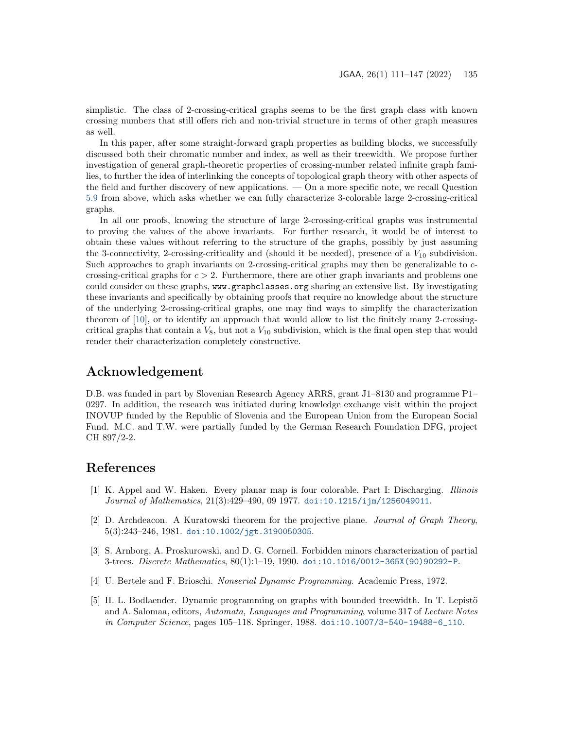simplistic. The class of 2-crossing-critical graphs seems to be the first graph class with known crossing numbers that still offers rich and non-trivial structure in terms of other graph measures as well.

In this paper, after some straight-forward graph properties as building blocks, we successfully discussed both their chromatic number and index, as well as their treewidth. We propose further investigation of general graph-theoretic properties of crossing-number related infinite graph families, to further the idea of interlinking the concepts of topological graph theory with other aspects of the field and further discovery of new applications. — On a more specific note, we recall Question 5.9 from above, which asks whether we can fully characterize 3-colorable large 2-crossing-critical graphs.

In all our proofs, knowing the structure of large 2-crossing-critical graphs was instrumental to proving the values of the above invariants. For further research, it would be of interest to obtain these values without referring to the structure of the graphs, possibly by just assuming the 3-connectivity, 2-crossing-criticality and (should it be needed), presence of a $V_{10}$ subdivision. Such approaches to graph invariants on 2-crossing-critical graphs may then be generalizable to $c$-crossing-critical graphs for $c > 2$. Furthermore, there are other graph invariants and problems one could consider on these graphs, `www.graphclasses.org` sharing an extensive list. By investigating these invariants and specifically by obtaining proofs that require no knowledge about the structure of the underlying 2-crossing-critical graphs, one may find ways to simplify the characterization theorem of [10], or to identify an approach that would allow to list the finitely many 2-crossing-critical graphs that contain a $V_8$, but not a $V_{10}$ subdivision, which is the final open step that would render their characterization completely constructive.

## Acknowledgement

D.B. was funded in part by Slovenian Research Agency ARRS, grant J1–8130 and programme P1–0297. In addition, the research was initiated during knowledge exchange visit within the project INOVUP funded by the Republic of Slovenia and the European Union from the European Social Fund. M.C. and T.W. were partially funded by the German Research Foundation DFG, project CH 897/2-2.

## References

[1] K. Appel and W. Haken. Every planar map is four colorable. Part I: Discharging. *Illinois Journal of Mathematics*, 21(3):429–490, 09 1977. doi:10.1215/ijm/1256049011.

[2] D. Archdeacon. A Kuratowski theorem for the projective plane. *Journal of Graph Theory*, 5(3):243–246, 1981. doi:10.1002/jgt.3190050305.

[3] S. Arnborg, A. Proskurowski, and D. G. Corneil. Forbidden minors characterization of partial 3-trees. *Discrete Mathematics*, 80(1):1–19, 1990. doi:10.1016/0012-365X(90)90292-P.

[4] U. Bertele and F. Brioschi. *Nonserial Dynamic Programming*. Academic Press, 1972.

[5] H. L. Bodlaender. Dynamic programming on graphs with bounded treewidth. In T. Lepistö and A. Salomaa, editors, *Automata, Languages and Programming*, volume 317 of *Lecture Notes in Computer Science*, pages 105–118. Springer, 1988. doi:10.1007/3-540-19488-6_110.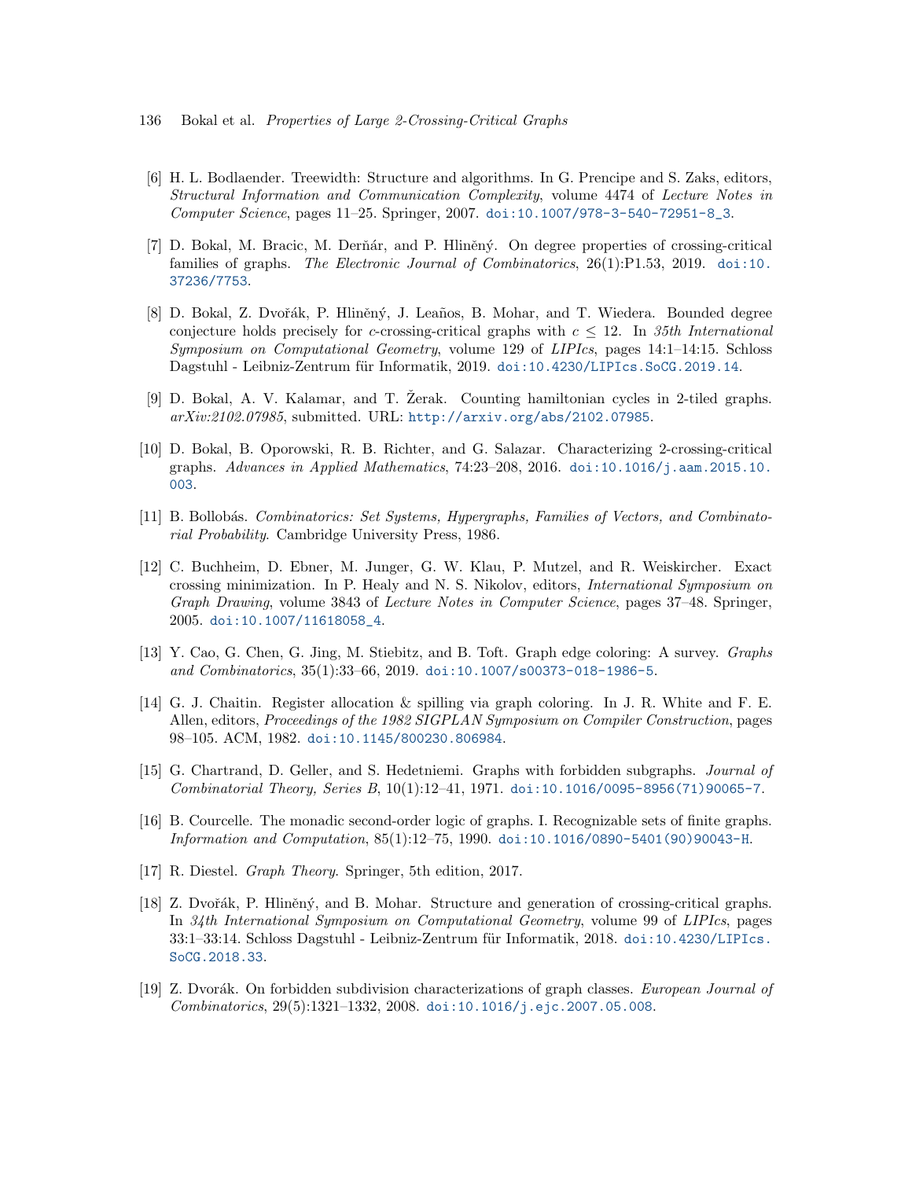[6] H. L. Bodlaender. Treewidth: Structure and algorithms. In G. Prencipe and S. Zaks, editors, *Structural Information and Communication Complexity*, volume 4474 of *Lecture Notes in Computer Science*, pages 11–25. Springer, 2007. doi:10.1007/978-3-540-72951-8_3.

[7] D. Bokal, M. Bracic, M. Derňár, and P. Hliněný. On degree properties of crossing-critical families of graphs. *The Electronic Journal of Combinatorics*, 26(1):P1.53, 2019. doi:10.37236/7753.

[8] D. Bokal, Z. Dvořák, P. Hliněný, J. Leaños, B. Mohar, and T. Wiedera. Bounded degree conjecture holds precisely for $c$-crossing-critical graphs with $c \leq 12$. In *35th International Symposium on Computational Geometry*, volume 129 of *LIPIcs*, pages 14:1–14:15. Schloss Dagstuhl - Leibniz-Zentrum für Informatik, 2019. doi:10.4230/LIPIcs.SoCG.2019.14.

[9] D. Bokal, A. V. Kalamar, and T. Žerak. Counting hamiltonian cycles in 2-tiled graphs. *arXiv:2102.07985*, submitted. URL: http://arxiv.org/abs/2102.07985.

[10] D. Bokal, B. Oporowski, R. B. Richter, and G. Salazar. Characterizing 2-crossing-critical graphs. *Advances in Applied Mathematics*, 74:23–208, 2016. doi:10.1016/j.aam.2015.10.003.

[11] B. Bollobás. *Combinatorics: Set Systems, Hypergraphs, Families of Vectors, and Combinatorial Probability*. Cambridge University Press, 1986.

[12] C. Buchheim, D. Ebner, M. Junger, G. W. Klau, P. Mutzel, and R. Weiskircher. Exact crossing minimization. In P. Healy and N. S. Nikolov, editors, *International Symposium on Graph Drawing*, volume 3843 of *Lecture Notes in Computer Science*, pages 37–48. Springer, 2005. doi:10.1007/11618058_4.

[13] Y. Cao, G. Chen, G. Jing, M. Stiebitz, and B. Toft. Graph edge coloring: A survey. *Graphs and Combinatorics*, 35(1):33–66, 2019. doi:10.1007/s00373-018-1986-5.

[14] G. J. Chaitin. Register allocation & spilling via graph coloring. In J. R. White and F. E. Allen, editors, *Proceedings of the 1982 SIGPLAN Symposium on Compiler Construction*, pages 98–105. ACM, 1982. doi:10.1145/800230.806984.

[15] G. Chartrand, D. Geller, and S. Hedetniemi. Graphs with forbidden subgraphs. *Journal of Combinatorial Theory, Series B*, 10(1):12–41, 1971. doi:10.1016/0095-8956(71)90065-7.

[16] B. Courcelle. The monadic second-order logic of graphs. I. Recognizable sets of finite graphs. *Information and Computation*, 85(1):12–75, 1990. doi:10.1016/0890-5401(90)90043-H.

[17] R. Diestel. *Graph Theory*. Springer, 5th edition, 2017.

[18] Z. Dvořák, P. Hliněný, and B. Mohar. Structure and generation of crossing-critical graphs. In *34th International Symposium on Computational Geometry*, volume 99 of *LIPIcs*, pages 33:1–33:14. Schloss Dagstuhl - Leibniz-Zentrum für Informatik, 2018. doi:10.4230/LIPIcs.SoCG.2018.33.

[19] Z. Dvorák. On forbidden subdivision characterizations of graph classes. *European Journal of Combinatorics*, 29(5):1321–1332, 2008. doi:10.1016/j.ejc.2007.05.008.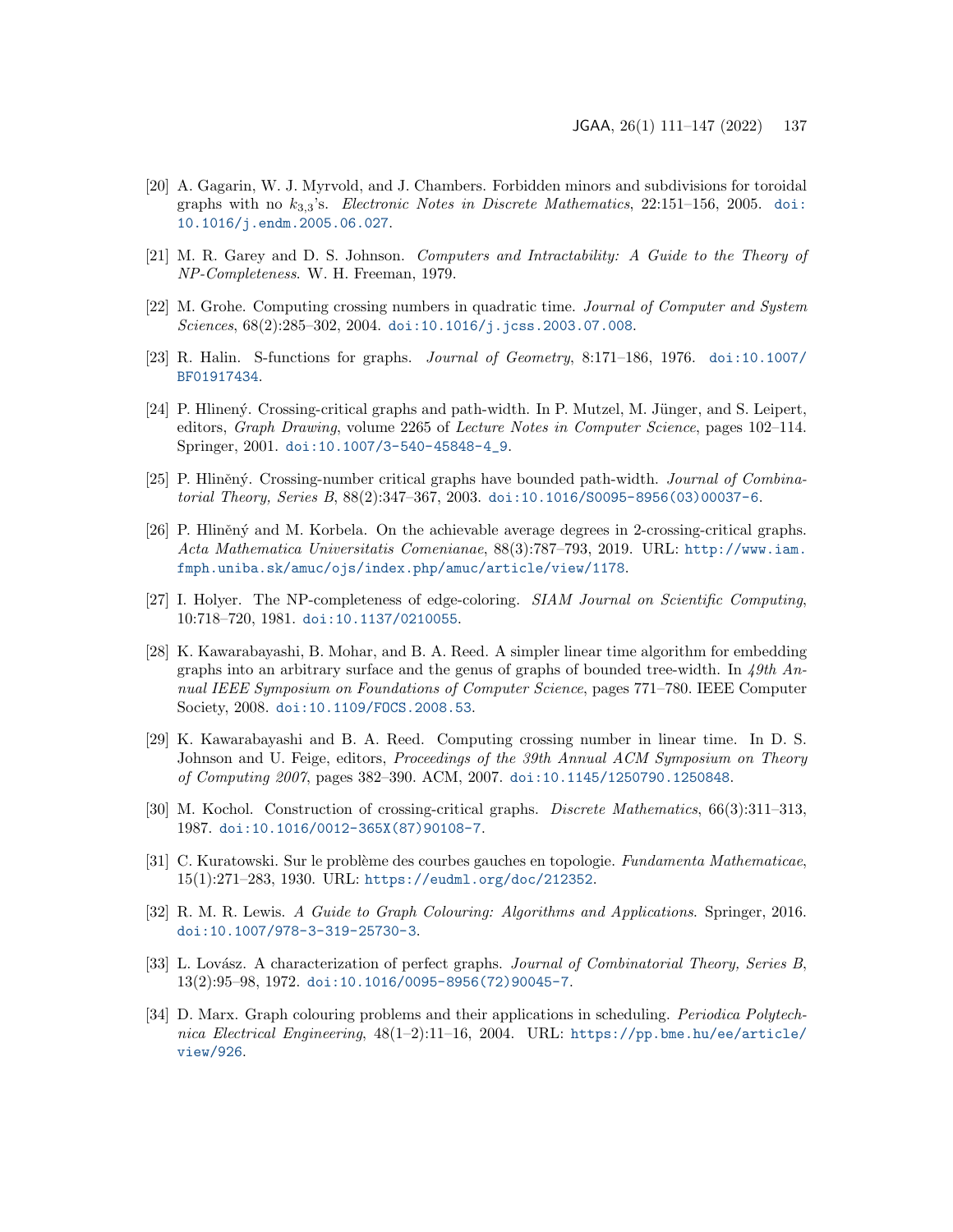[20] A. Gagarin, W. J. Myrvold, and J. Chambers. Forbidden minors and subdivisions for toroidal graphs with no $k_{3,3}$'s. *Electronic Notes in Discrete Mathematics*, 22:151–156, 2005. doi:10.1016/j.endm.2005.06.027.

[21] M. R. Garey and D. S. Johnson. *Computers and Intractability: A Guide to the Theory of NP-Completeness*. W. H. Freeman, 1979.

[22] M. Grohe. Computing crossing numbers in quadratic time. *Journal of Computer and System Sciences*, 68(2):285–302, 2004. doi:10.1016/j.jcss.2003.07.008.

[23] R. Halin. S-functions for graphs. *Journal of Geometry*, 8:171–186, 1976. doi:10.1007/BF01917434.

[24] P. Hlinený. Crossing-critical graphs and path-width. In P. Mutzel, M. Jünger, and S. Leipert, editors, *Graph Drawing*, volume 2265 of *Lecture Notes in Computer Science*, pages 102–114. Springer, 2001. doi:10.1007/3-540-45848-4_9.

[25] P. Hliněný. Crossing-number critical graphs have bounded path-width. *Journal of Combinatorial Theory, Series B*, 88(2):347–367, 2003. doi:10.1016/S0095-8956(03)00037-6.

[26] P. Hliněný and M. Korbela. On the achievable average degrees in 2-crossing-critical graphs. *Acta Mathematica Universitatis Comenianae*, 88(3):787–793, 2019. URL: http://www.iam.fmph.uniba.sk/amuc/ojs/index.php/amuc/article/view/1178.

[27] I. Holyer. The NP-completeness of edge-coloring. *SIAM Journal on Scientific Computing*, 10:718–720, 1981. doi:10.1137/0210055.

[28] K. Kawarabayashi, B. Mohar, and B. A. Reed. A simpler linear time algorithm for embedding graphs into an arbitrary surface and the genus of graphs of bounded tree-width. In *49th Annual IEEE Symposium on Foundations of Computer Science*, pages 771–780. IEEE Computer Society, 2008. doi:10.1109/FOCS.2008.53.

[29] K. Kawarabayashi and B. A. Reed. Computing crossing number in linear time. In D. S. Johnson and U. Feige, editors, *Proceedings of the 39th Annual ACM Symposium on Theory of Computing 2007*, pages 382–390. ACM, 2007. doi:10.1145/1250790.1250848.

[30] M. Kochol. Construction of crossing-critical graphs. *Discrete Mathematics*, 66(3):311–313, 1987. doi:10.1016/0012-365X(87)90108-7.

[31] C. Kuratowski. Sur le problème des courbes gauches en topologie. *Fundamenta Mathematicae*, 15(1):271–283, 1930. URL: https://eudml.org/doc/212352.

[32] R. M. R. Lewis. *A Guide to Graph Colouring: Algorithms and Applications*. Springer, 2016. doi:10.1007/978-3-319-25730-3.

[33] L. Lovász. A characterization of perfect graphs. *Journal of Combinatorial Theory, Series B*, 13(2):95–98, 1972. doi:10.1016/0095-8956(72)90045-7.

[34] D. Marx. Graph colouring problems and their applications in scheduling. *Periodica Polytechnica Electrical Engineering*, 48(1–2):11–16, 2004. URL: https://pp.bme.hu/ee/article/view/926.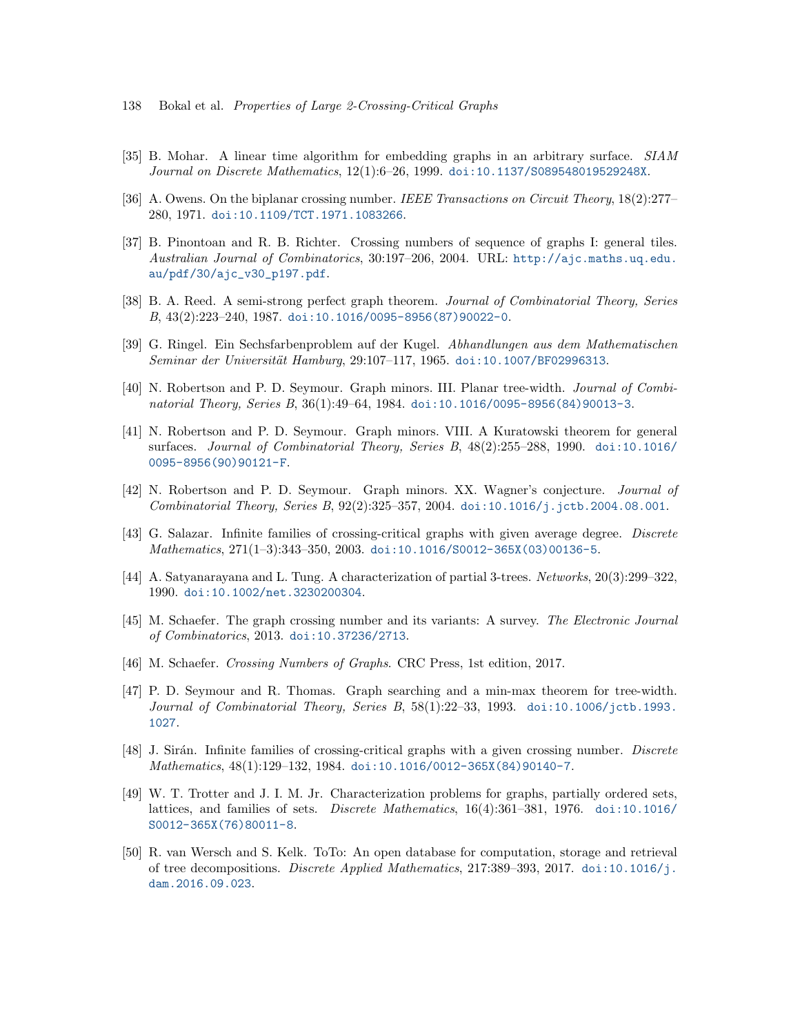[35] B. Mohar. A linear time algorithm for embedding graphs in an arbitrary surface. *SIAM Journal on Discrete Mathematics*, 12(1):6–26, 1999. doi:10.1137/S089548019529248X.

[36] A. Owens. On the biplanar crossing number. *IEEE Transactions on Circuit Theory*, 18(2):277–280, 1971. doi:10.1109/TCT.1971.1083266.

[37] B. Pinontoan and R. B. Richter. Crossing numbers of sequence of graphs I: general tiles. *Australian Journal of Combinatorics*, 30:197–206, 2004. URL: http://ajc.maths.uq.edu.au/pdf/30/ajc_v30_p197.pdf.

[38] B. A. Reed. A semi-strong perfect graph theorem. *Journal of Combinatorial Theory, Series B*, 43(2):223–240, 1987. doi:10.1016/0095-8956(87)90022-0.

[39] G. Ringel. Ein Sechsfarbenproblem auf der Kugel. *Abhandlungen aus dem Mathematischen Seminar der Universität Hamburg*, 29:107–117, 1965. doi:10.1007/BF02996313.

[40] N. Robertson and P. D. Seymour. Graph minors. III. Planar tree-width. *Journal of Combinatorial Theory, Series B*, 36(1):49–64, 1984. doi:10.1016/0095-8956(84)90013-3.

[41] N. Robertson and P. D. Seymour. Graph minors. VIII. A Kuratowski theorem for general surfaces. *Journal of Combinatorial Theory, Series B*, 48(2):255–288, 1990. doi:10.1016/0095-8956(90)90121-F.

[42] N. Robertson and P. D. Seymour. Graph minors. XX. Wagner's conjecture. *Journal of Combinatorial Theory, Series B*, 92(2):325–357, 2004. doi:10.1016/j.jctb.2004.08.001.

[43] G. Salazar. Infinite families of crossing-critical graphs with given average degree. *Discrete Mathematics*, 271(1–3):343–350, 2003. doi:10.1016/S0012-365X(03)00136-5.

[44] A. Satyanarayana and L. Tung. A characterization of partial 3-trees. *Networks*, 20(3):299–322, 1990. doi:10.1002/net.3230200304.

[45] M. Schaefer. The graph crossing number and its variants: A survey. *The Electronic Journal of Combinatorics*, 2013. doi:10.37236/2713.

[46] M. Schaefer. *Crossing Numbers of Graphs*. CRC Press, 1st edition, 2017.

[47] P. D. Seymour and R. Thomas. Graph searching and a min-max theorem for tree-width. *Journal of Combinatorial Theory, Series B*, 58(1):22–33, 1993. doi:10.1006/jctb.1993.1027.

[48] J. Sirán. Infinite families of crossing-critical graphs with a given crossing number. *Discrete Mathematics*, 48(1):129–132, 1984. doi:10.1016/0012-365X(84)90140-7.

[49] W. T. Trotter and J. I. M. Jr. Characterization problems for graphs, partially ordered sets, lattices, and families of sets. *Discrete Mathematics*, 16(4):361–381, 1976. doi:10.1016/S0012-365X(76)80011-8.

[50] R. van Wersch and S. Kelk. ToTo: An open database for computation, storage and retrieval of tree decompositions. *Discrete Applied Mathematics*, 217:389–393, 2017. doi:10.1016/j.dam.2016.09.023.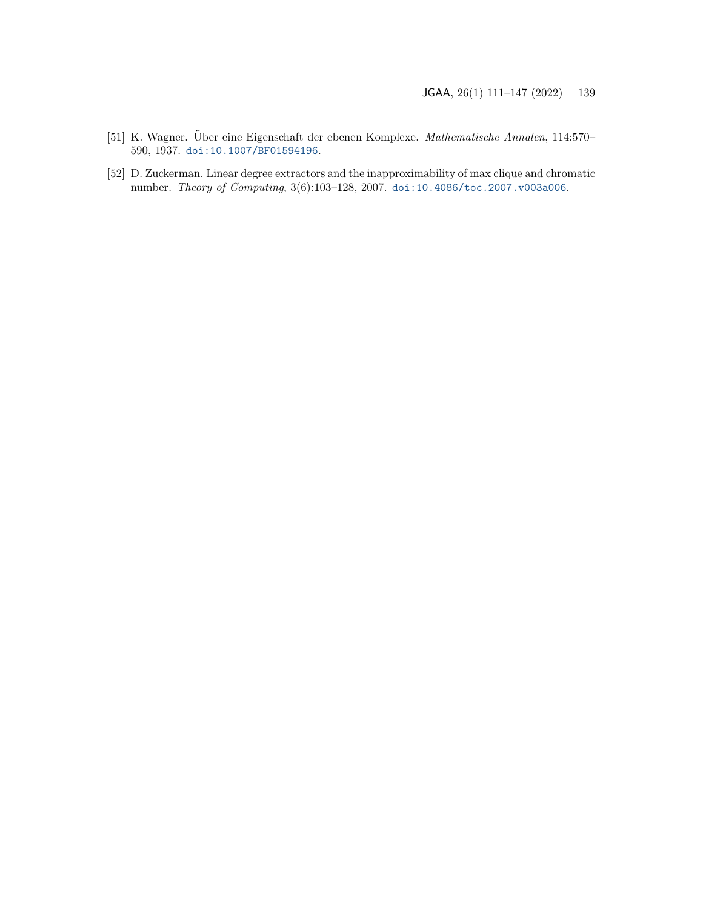[51] K. Wagner. Über eine Eigenschaft der ebenen Komplexe. *Mathematische Annalen*, 114:570–590, 1937. doi:10.1007/BF01594196.

[52] D. Zuckerman. Linear degree extractors and the inapproximability of max clique and chromatic number. *Theory of Computing*, 3(6):103–128, 2007. doi:10.4086/toc.2007.v003a006.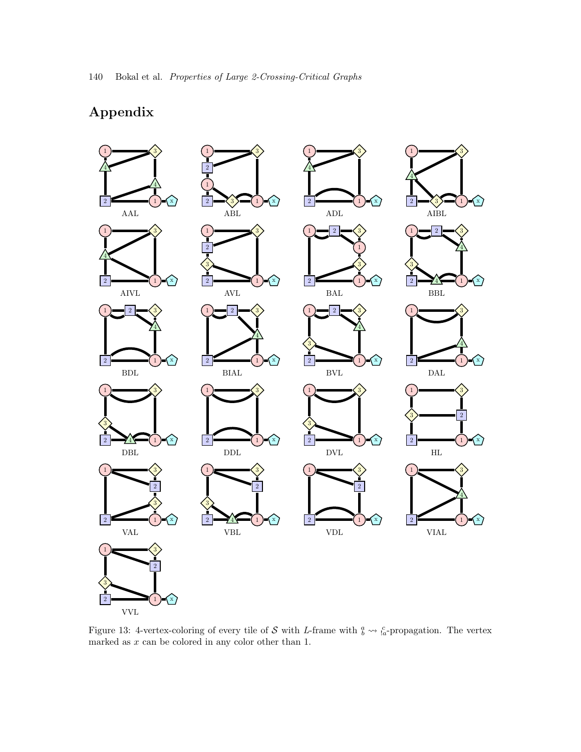# Appendix

AAL ABL ADL AIBL

AIVL AVL BAL BBL

BDL BIAL BVL DAL

DBL DDL DVL HL

VAL VBL VDL VIAL

VVL

Figure 13: 4-vertex-coloring of every tile of $\mathcal{S}$ with $L$-frame with ${}^{a}_{b} \rightsquigarrow {}^{c}_{!a}$-propagation. The vertex marked as $x$ can be colored in any color other than 1.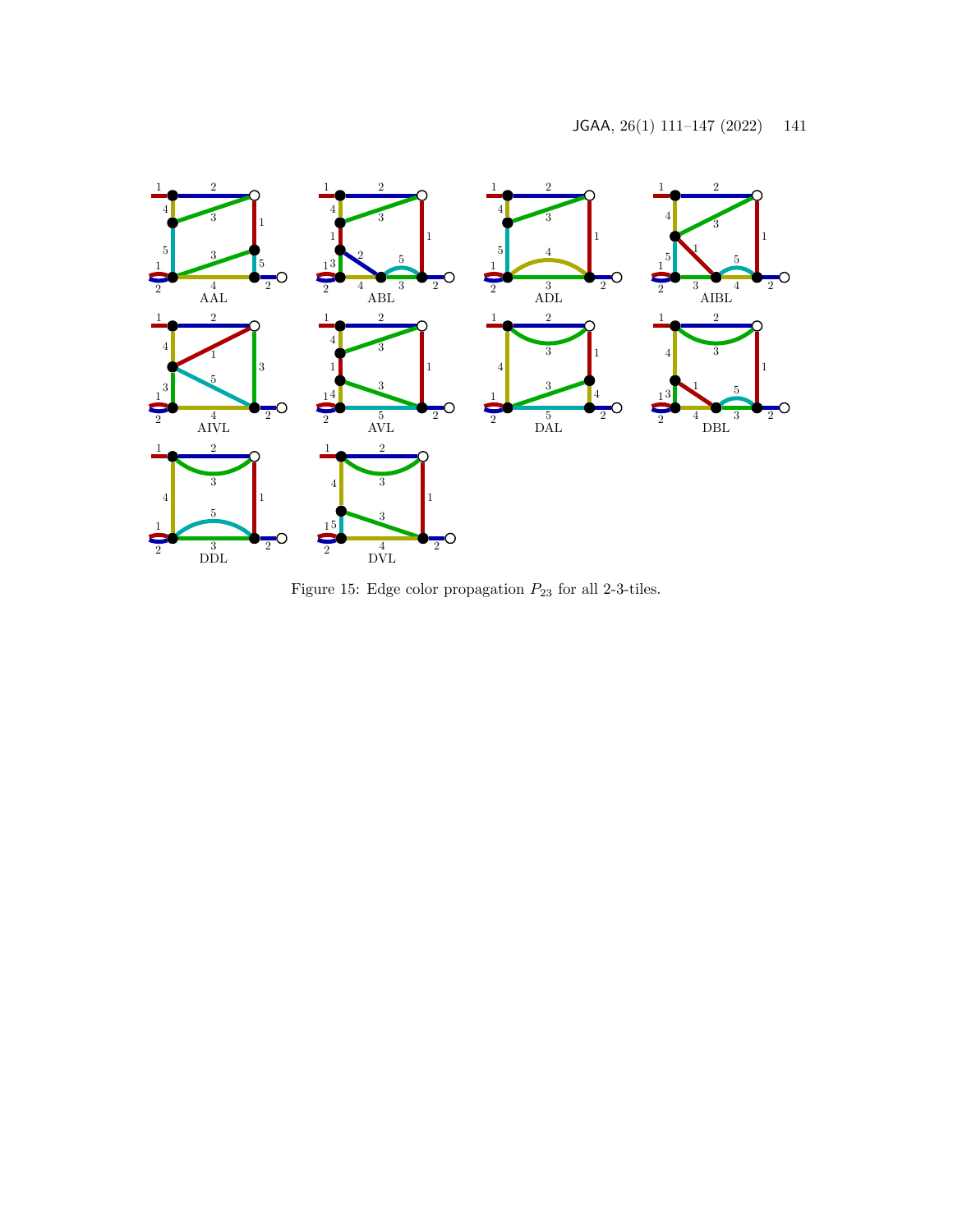Figure 15: Edge color propagation $P_{23}$ for all 2-3-tiles.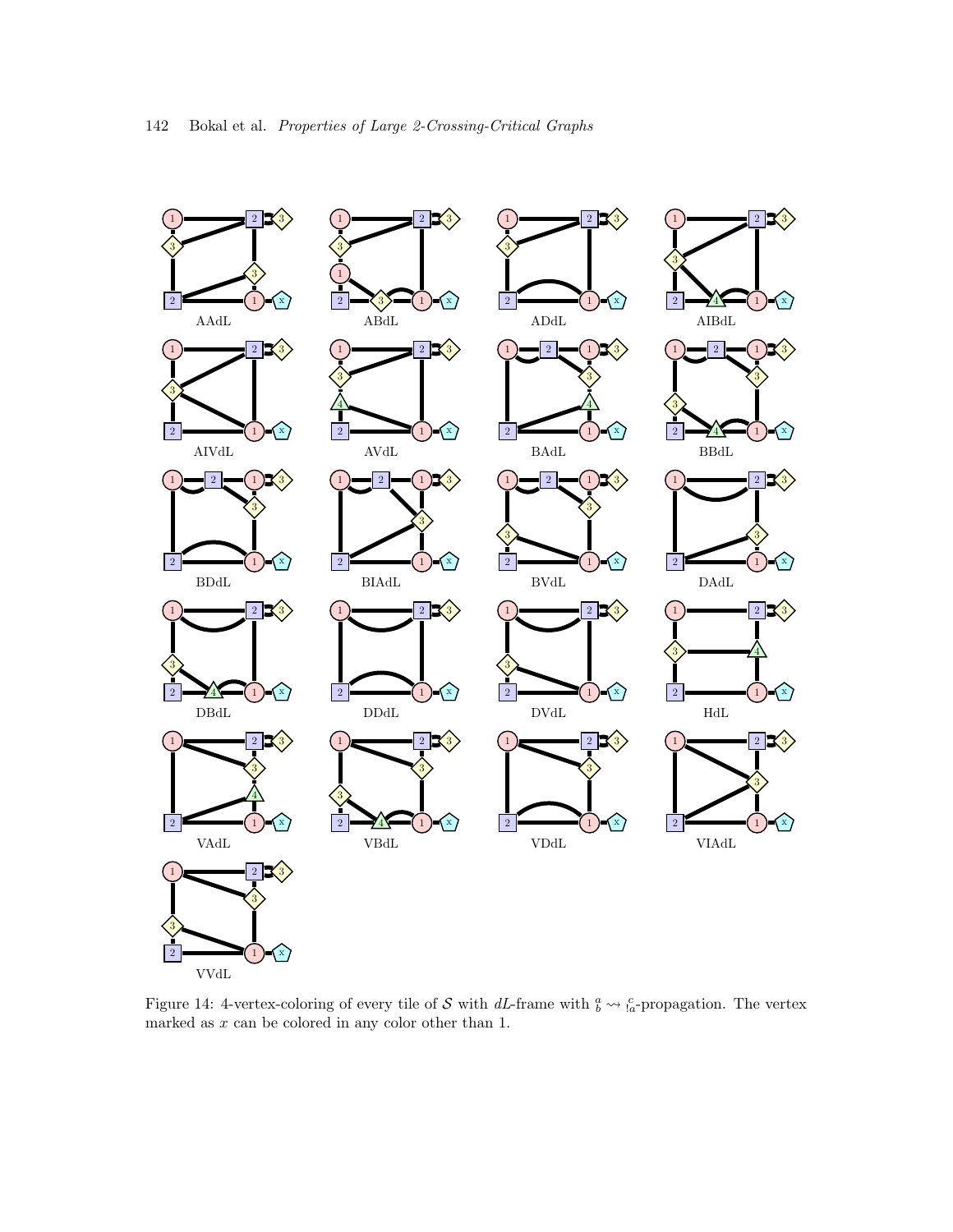AAdL ABdL ADdL AIBdL

AIVdL AVdL BAdL BBdL

BDdL BIAdL BVdL DAdL

DBdL DDdL DVdL HdL

VAdL VBdL VDdL VIAdL

VVdL

Figure 14: 4-vertex-coloring of every tile of $\mathcal{S}$ with $dL$-frame with ${}^{a}_{b} \rightsquigarrow {}^{c}_{!a}$-propagation. The vertex marked as $x$ can be colored in any color other than 1.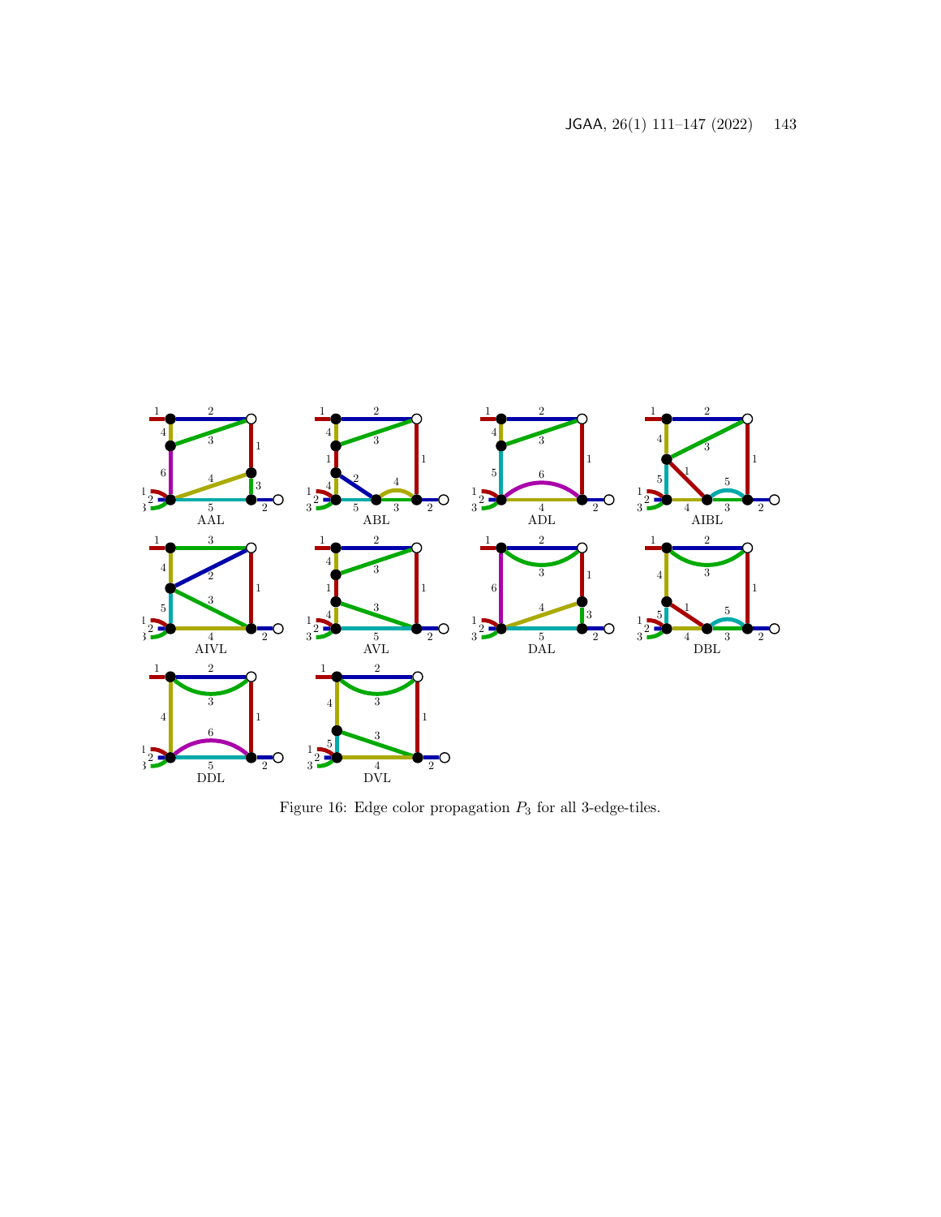Figure 16: Edge color propagation $P_3$ for all 3-edge-tiles.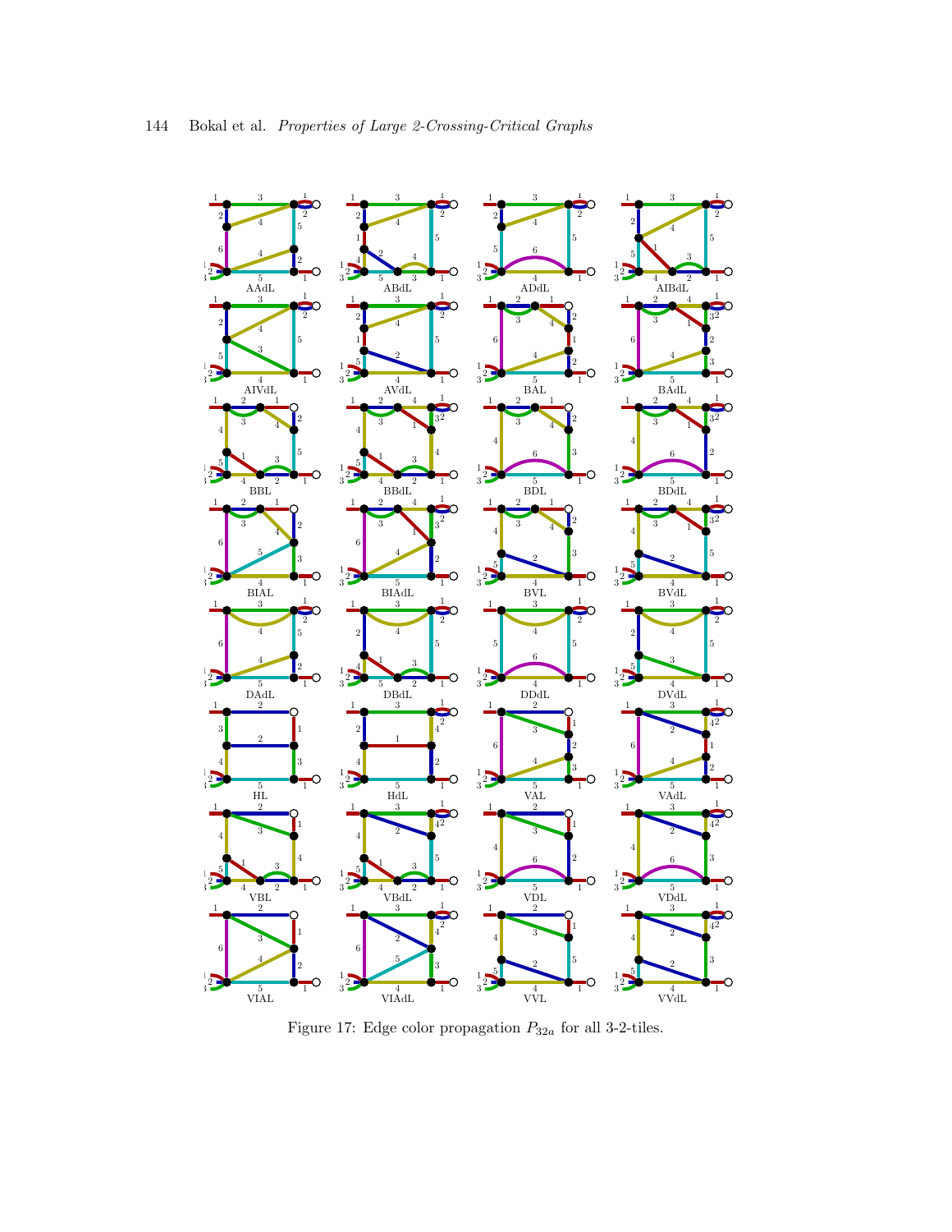AAdL ABdL ADdL AIBdL

AIVdL AVdL BAL BAdL

BBL BBdL BDL BDdL

BIAL BIAdL BVL BVdL

DAdL DBdL DDdL DVdL

HL HdL VAL VAdL

VBL VBdL VDL VDdL

VIAL VIAdL VVL VVdL

Figure 17: Edge color propagation $P_{32a}$ for all 3-2-tiles.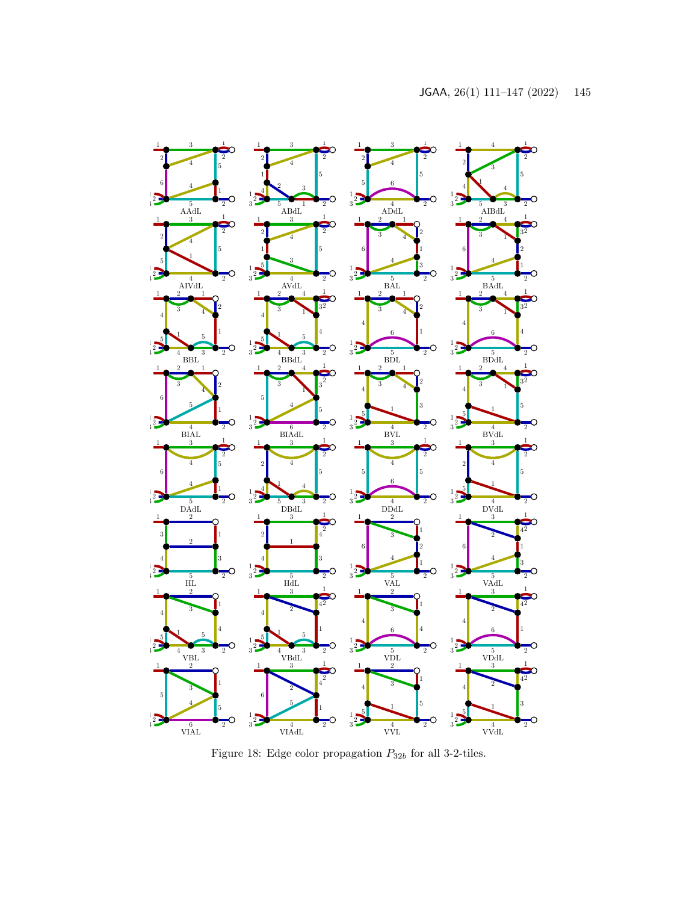Figure 18: Edge color propagation $P_{32b}$ for all 3-2-tiles.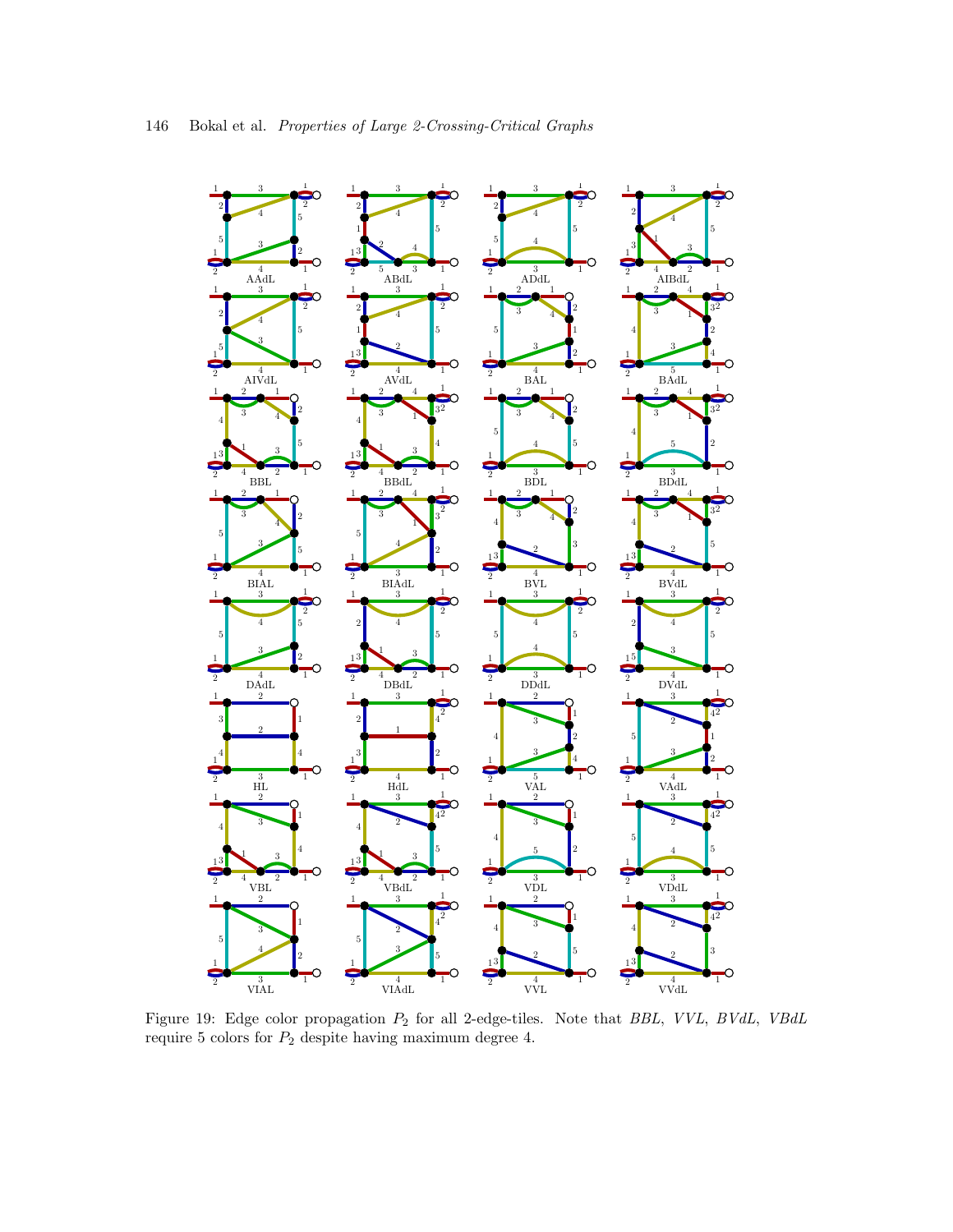Figure 19: Edge color propagation $P_2$ for all 2-edge-tiles. Note that *BBL*, *VVL*, *BVdL*, *VBdL* require 5 colors for $P_2$ despite having maximum degree 4.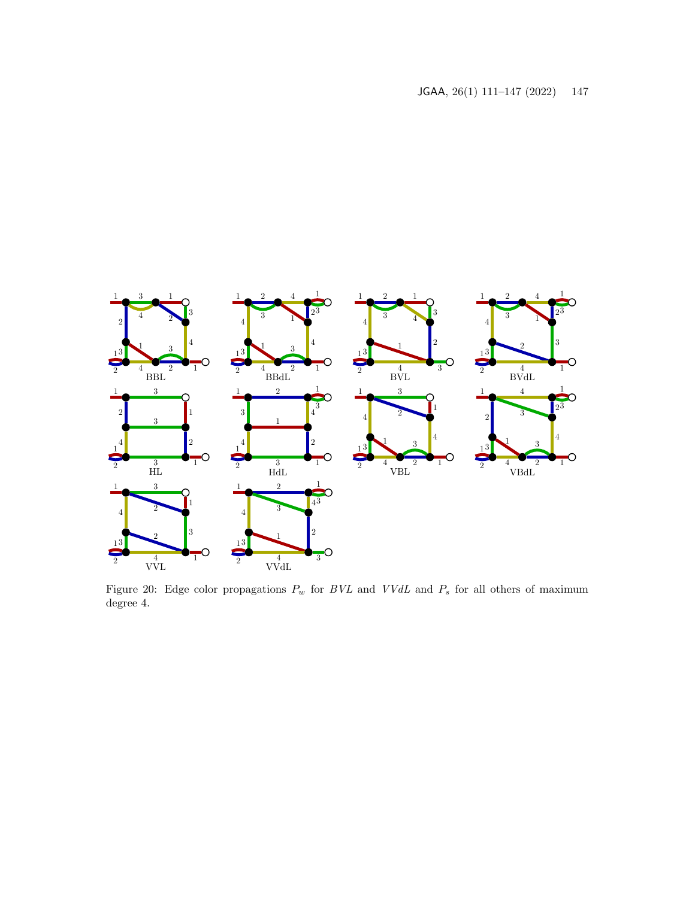BBL

BBdL

BVL

BVdL

HL

HdL

VBL

VBdL

VVL

VVdL

Figure 20: Edge color propagations $P_w$ for $BVL$ and $VVdL$ and $P_s$ for all others of maximum degree 4.